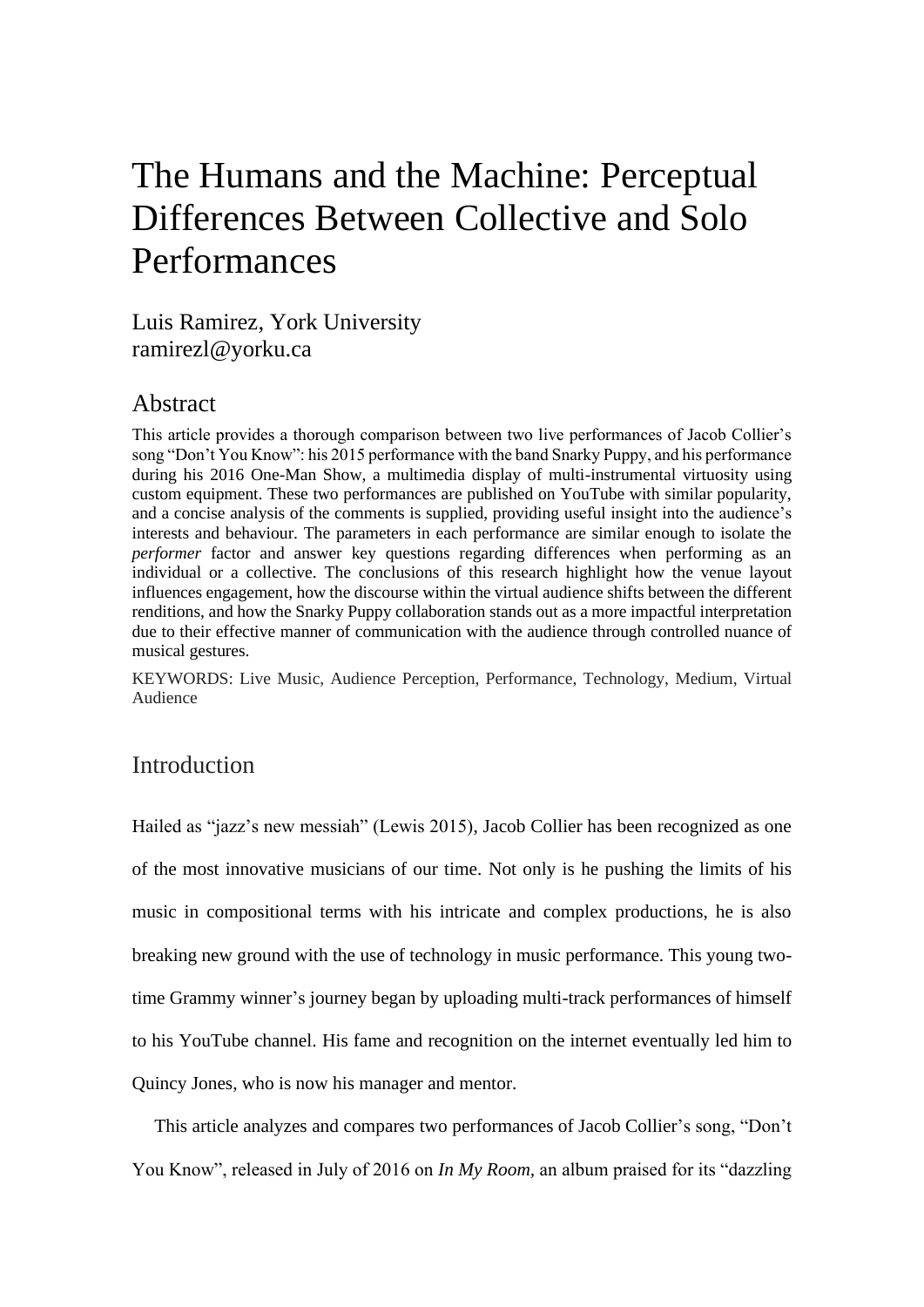# The Humans and the Machine: Perceptual Differences Between Collective and Solo Performances

Luis Ramirez, York University
ramirezl@yorku.ca

## Abstract

This article provides a thorough comparison between two live performances of Jacob Collier's song "Don't You Know": his 2015 performance with the band Snarky Puppy, and his performance during his 2016 One-Man Show, a multimedia display of multi-instrumental virtuosity using custom equipment. These two performances are published on YouTube with similar popularity, and a concise analysis of the comments is supplied, providing useful insight into the audience's interests and behaviour. The parameters in each performance are similar enough to isolate the *performer* factor and answer key questions regarding differences when performing as an individual or a collective. The conclusions of this research highlight how the venue layout influences engagement, how the discourse within the virtual audience shifts between the different renditions, and how the Snarky Puppy collaboration stands out as a more impactful interpretation due to their effective manner of communication with the audience through controlled nuance of musical gestures.

KEYWORDS: Live Music, Audience Perception, Performance, Technology, Medium, Virtual Audience

## Introduction

Hailed as "jazz's new messiah" (Lewis 2015), Jacob Collier has been recognized as one of the most innovative musicians of our time. Not only is he pushing the limits of his music in compositional terms with his intricate and complex productions, he is also breaking new ground with the use of technology in music performance. This young two-time Grammy winner's journey began by uploading multi-track performances of himself to his YouTube channel. His fame and recognition on the internet eventually led him to Quincy Jones, who is now his manager and mentor.

This article analyzes and compares two performances of Jacob Collier's song, "Don't You Know", released in July of 2016 on *In My Room,* an album praised for its "dazzling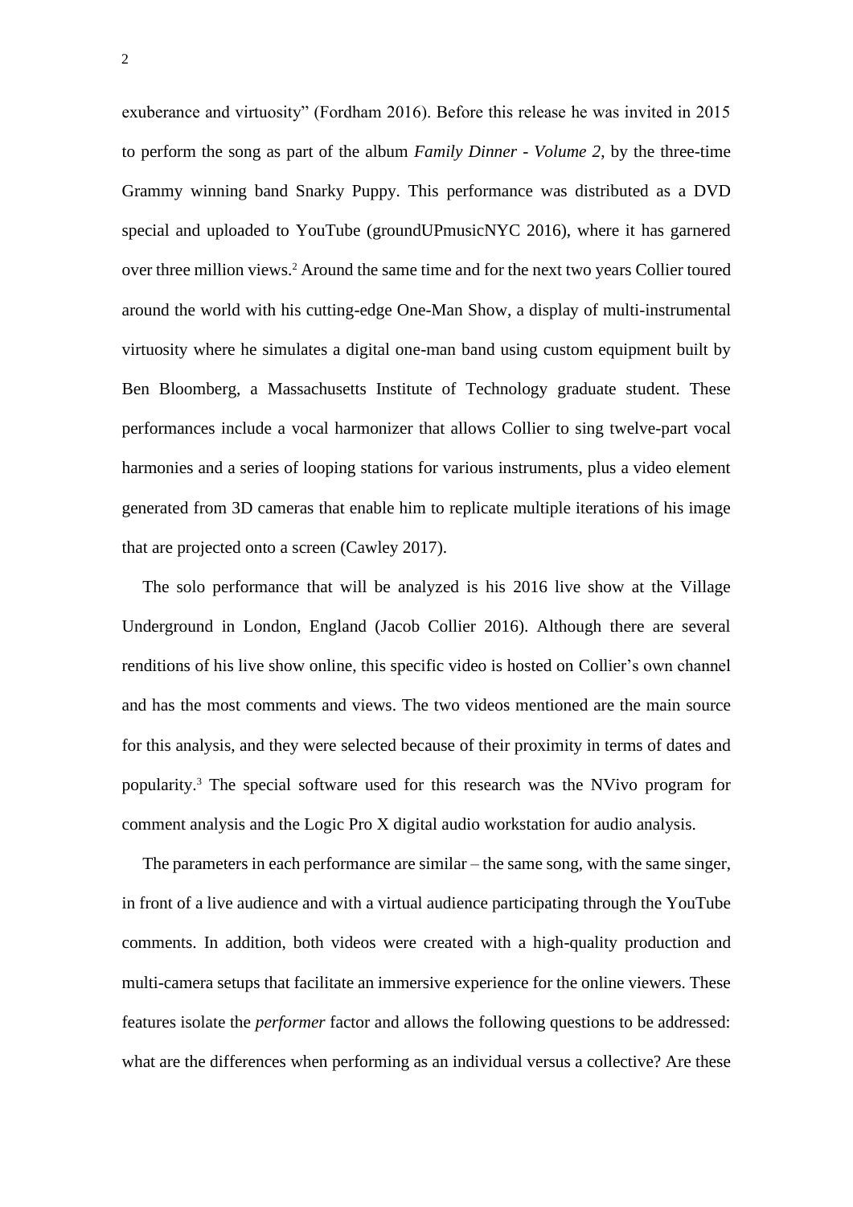exuberance and virtuosity" (Fordham 2016). Before this release he was invited in 2015 to perform the song as part of the album *Family Dinner - Volume 2*, by the three-time Grammy winning band Snarky Puppy. This performance was distributed as a DVD special and uploaded to YouTube (groundUPmusicNYC 2016), where it has garnered over three million views.[2] Around the same time and for the next two years Collier toured around the world with his cutting-edge One-Man Show, a display of multi-instrumental virtuosity where he simulates a digital one-man band using custom equipment built by Ben Bloomberg, a Massachusetts Institute of Technology graduate student. These performances include a vocal harmonizer that allows Collier to sing twelve-part vocal harmonies and a series of looping stations for various instruments, plus a video element generated from 3D cameras that enable him to replicate multiple iterations of his image that are projected onto a screen (Cawley 2017).

The solo performance that will be analyzed is his 2016 live show at the Village Underground in London, England (Jacob Collier 2016). Although there are several renditions of his live show online, this specific video is hosted on Collier's own channel and has the most comments and views. The two videos mentioned are the main source for this analysis, and they were selected because of their proximity in terms of dates and popularity.[3] The special software used for this research was the NVivo program for comment analysis and the Logic Pro X digital audio workstation for audio analysis.

The parameters in each performance are similar – the same song, with the same singer, in front of a live audience and with a virtual audience participating through the YouTube comments. In addition, both videos were created with a high-quality production and multi-camera setups that facilitate an immersive experience for the online viewers. These features isolate the *performer* factor and allows the following questions to be addressed: what are the differences when performing as an individual versus a collective? Are these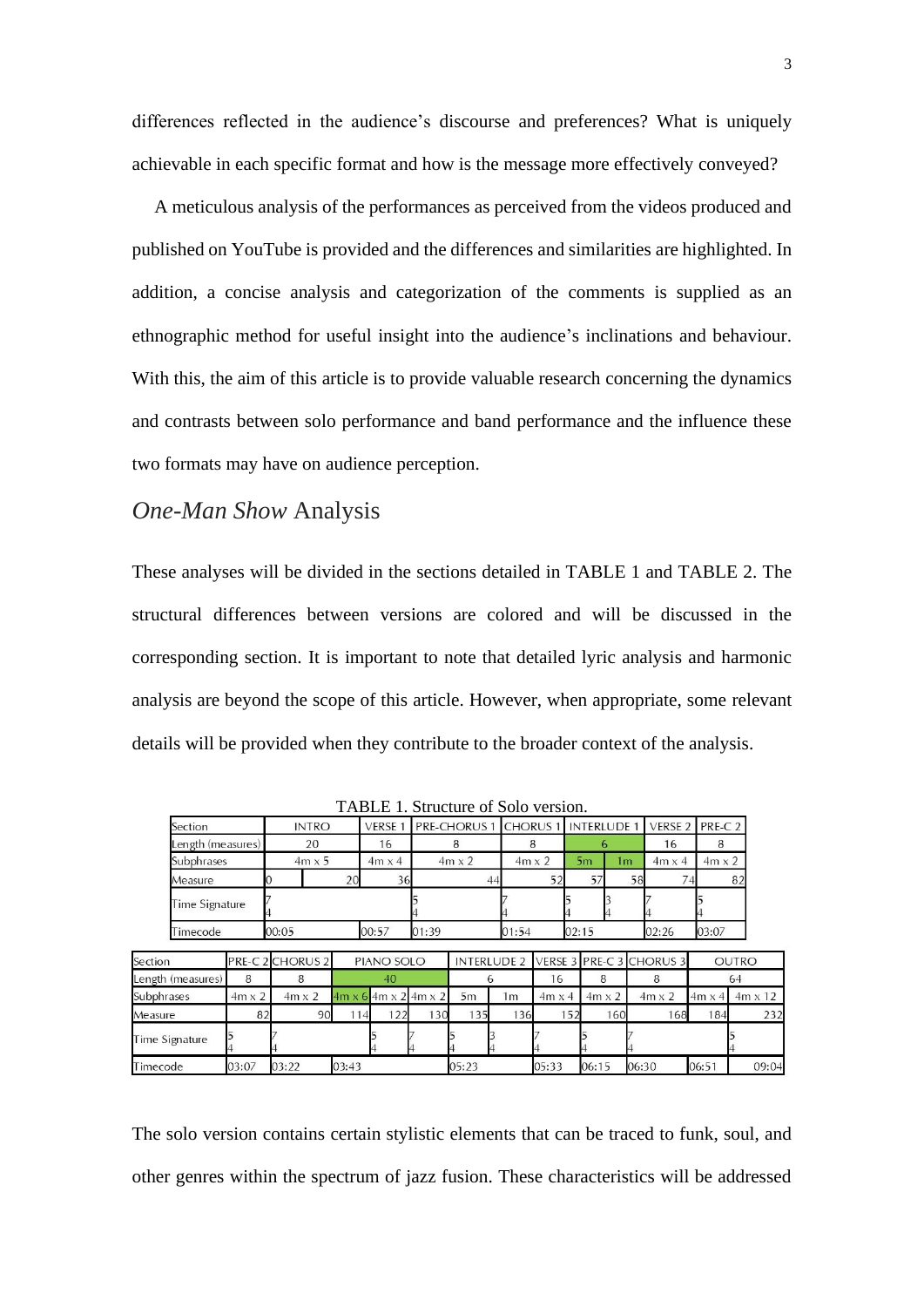differences reflected in the audience's discourse and preferences? What is uniquely achievable in each specific format and how is the message more effectively conveyed?

A meticulous analysis of the performances as perceived from the videos produced and published on YouTube is provided and the differences and similarities are highlighted. In addition, a concise analysis and categorization of the comments is supplied as an ethnographic method for useful insight into the audience's inclinations and behaviour. With this, the aim of this article is to provide valuable research concerning the dynamics and contrasts between solo performance and band performance and the influence these two formats may have on audience perception.

## *One-Man Show* Analysis

These analyses will be divided in the sections detailed in TABLE 1 and TABLE 2. The structural differences between versions are colored and will be discussed in the corresponding section. It is important to note that detailed lyric analysis and harmonic analysis are beyond the scope of this article. However, when appropriate, some relevant details will be provided when they contribute to the broader context of the analysis.

TABLE 1. Structure of Solo version.

| Section | INTRO | | VERSE 1 | PRE-CHORUS 1 | CHORUS 1 | INTERLUDE 1 | | VERSE 2 | PRE-C 2 |
|---|---|---|---|---|---|---|---|---|---|
| Length (measures) | 20 | | 16 | 8 | 8 | 6 | | 16 | 8 |
| Subphrases | 4m x 5 | | 4m x 4 | 4m x 2 | 4m x 2 | 5m | 1m | 4m x 4 | 4m x 2 |
| Measure | 0 | 20 | 36 | 44 | 52 | 57 | 58 | 74 | 82 |
| Time Signature | 7/4 | | | 5/4 | 7/4 | 5/4 | 3/4 | 7/4 | 5/4 |
| Timecode | 00:05 | | 00:57 | 01:39 | 01:54 | 02:15 | | 02:26 | 03:07 |

| Section | PRE-C 2 | CHORUS 2 | PIANO SOLO | | | INTERLUDE 2 | | VERSE 3 | PRE-C 3 | CHORUS 3 | OUTRO | |
|---|---|---|---|---|---|---|---|---|---|---|---|---|
| Length (measures) | 8 | 8 | 40 | | | 6 | | 16 | 8 | 8 | 64 | |
| Subphrases | 4m x 2 | 4m x 2 | 4m x 6 | 4m x 2 | 4m x 2 | 5m | 1m | 4m x 4 | 4m x 2 | 4m x 2 | 4m x 4 | 4m x 12 |
| Measure | 82 | 90 | 114 | 122 | 130 | 135 | 136 | 152 | 160 | 168 | 184 | 232 |
| Time Signature | 5/4 | 7/4 | | 5/4 | 7/4 | 5/4 | 3/4 | 7/4 | 5/4 | 7/4 | | 5/4 |
| Timecode | 03:07 | 03:22 | 03:43 | | | 05:23 | | 05:33 | 06:15 | 06:30 | 06:51 | 09:04 |

The solo version contains certain stylistic elements that can be traced to funk, soul, and other genres within the spectrum of jazz fusion. These characteristics will be addressed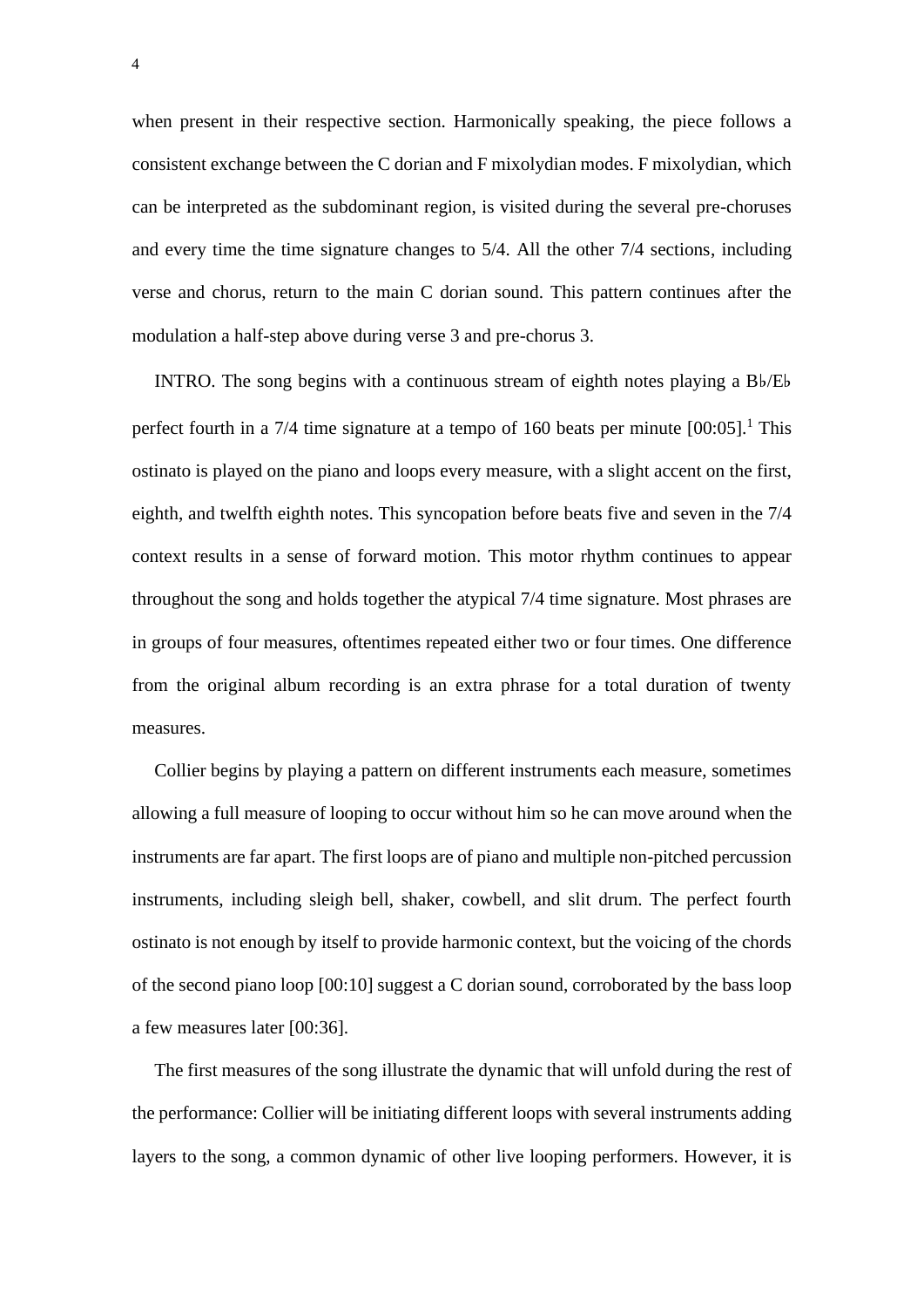when present in their respective section. Harmonically speaking, the piece follows a consistent exchange between the C dorian and F mixolydian modes. F mixolydian, which can be interpreted as the subdominant region, is visited during the several pre-choruses and every time the time signature changes to 5/4. All the other 7/4 sections, including verse and chorus, return to the main C dorian sound. This pattern continues after the modulation a half-step above during verse 3 and pre-chorus 3.

INTRO. The song begins with a continuous stream of eighth notes playing a B♭/E♭ perfect fourth in a 7/4 time signature at a tempo of 160 beats per minute [00:05].[1] This ostinato is played on the piano and loops every measure, with a slight accent on the first, eighth, and twelfth eighth notes. This syncopation before beats five and seven in the 7/4 context results in a sense of forward motion. This motor rhythm continues to appear throughout the song and holds together the atypical 7/4 time signature. Most phrases are in groups of four measures, oftentimes repeated either two or four times. One difference from the original album recording is an extra phrase for a total duration of twenty measures.

Collier begins by playing a pattern on different instruments each measure, sometimes allowing a full measure of looping to occur without him so he can move around when the instruments are far apart. The first loops are of piano and multiple non-pitched percussion instruments, including sleigh bell, shaker, cowbell, and slit drum. The perfect fourth ostinato is not enough by itself to provide harmonic context, but the voicing of the chords of the second piano loop [00:10] suggest a C dorian sound, corroborated by the bass loop a few measures later [00:36].

The first measures of the song illustrate the dynamic that will unfold during the rest of the performance: Collier will be initiating different loops with several instruments adding layers to the song, a common dynamic of other live looping performers. However, it is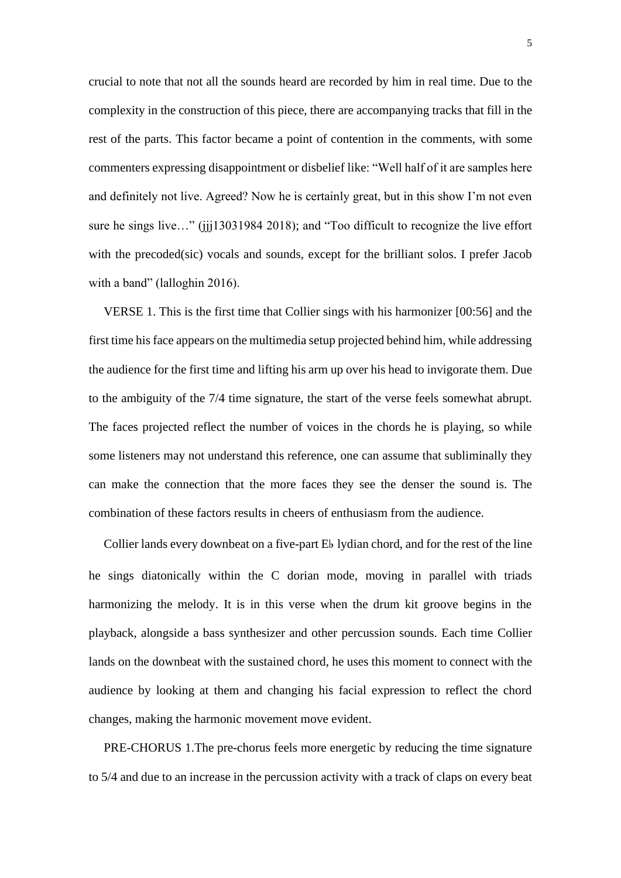crucial to note that not all the sounds heard are recorded by him in real time. Due to the complexity in the construction of this piece, there are accompanying tracks that fill in the rest of the parts. This factor became a point of contention in the comments, with some commenters expressing disappointment or disbelief like: "Well half of it are samples here and definitely not live. Agreed? Now he is certainly great, but in this show I'm not even sure he sings live…" (jjj13031984 2018); and "Too difficult to recognize the live effort with the precoded(sic) vocals and sounds, except for the brilliant solos. I prefer Jacob with a band" (lalloghin 2016).

VERSE 1. This is the first time that Collier sings with his harmonizer [00:56] and the first time his face appears on the multimedia setup projected behind him, while addressing the audience for the first time and lifting his arm up over his head to invigorate them. Due to the ambiguity of the 7/4 time signature, the start of the verse feels somewhat abrupt. The faces projected reflect the number of voices in the chords he is playing, so while some listeners may not understand this reference, one can assume that subliminally they can make the connection that the more faces they see the denser the sound is. The combination of these factors results in cheers of enthusiasm from the audience.

Collier lands every downbeat on a five-part E♭ lydian chord, and for the rest of the line he sings diatonically within the C dorian mode, moving in parallel with triads harmonizing the melody. It is in this verse when the drum kit groove begins in the playback, alongside a bass synthesizer and other percussion sounds. Each time Collier lands on the downbeat with the sustained chord, he uses this moment to connect with the audience by looking at them and changing his facial expression to reflect the chord changes, making the harmonic movement move evident.

PRE-CHORUS 1.The pre-chorus feels more energetic by reducing the time signature to 5/4 and due to an increase in the percussion activity with a track of claps on every beat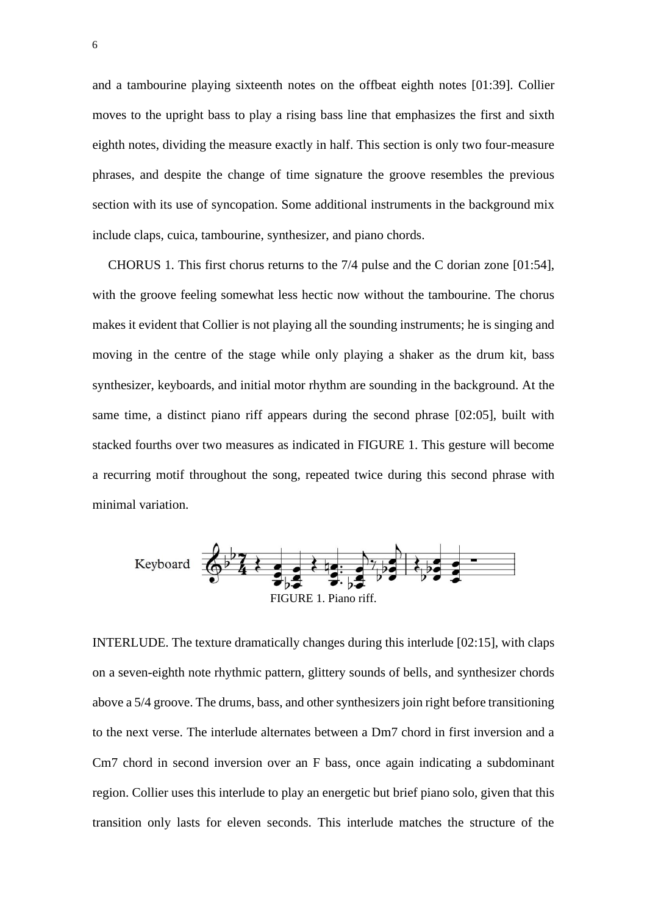and a tambourine playing sixteenth notes on the offbeat eighth notes [01:39]. Collier moves to the upright bass to play a rising bass line that emphasizes the first and sixth eighth notes, dividing the measure exactly in half. This section is only two four-measure phrases, and despite the change of time signature the groove resembles the previous section with its use of syncopation. Some additional instruments in the background mix include claps, cuica, tambourine, synthesizer, and piano chords.

CHORUS 1. This first chorus returns to the 7/4 pulse and the C dorian zone [01:54], with the groove feeling somewhat less hectic now without the tambourine. The chorus makes it evident that Collier is not playing all the sounding instruments; he is singing and moving in the centre of the stage while only playing a shaker as the drum kit, bass synthesizer, keyboards, and initial motor rhythm are sounding in the background. At the same time, a distinct piano riff appears during the second phrase [02:05], built with stacked fourths over two measures as indicated in FIGURE 1. This gesture will become a recurring motif throughout the song, repeated twice during this second phrase with minimal variation.

FIGURE 1. Piano riff.

INTERLUDE. The texture dramatically changes during this interlude [02:15], with claps on a seven-eighth note rhythmic pattern, glittery sounds of bells, and synthesizer chords above a 5/4 groove. The drums, bass, and other synthesizers join right before transitioning to the next verse. The interlude alternates between a Dm7 chord in first inversion and a Cm7 chord in second inversion over an F bass, once again indicating a subdominant region. Collier uses this interlude to play an energetic but brief piano solo, given that this transition only lasts for eleven seconds. This interlude matches the structure of the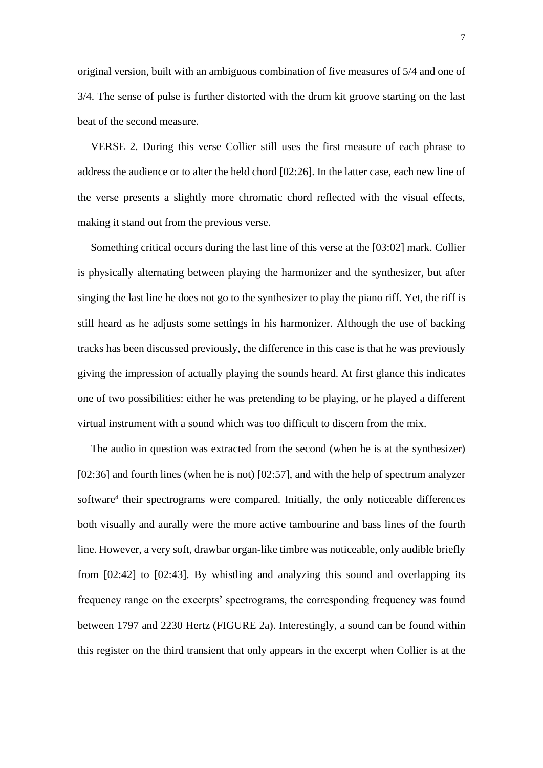original version, built with an ambiguous combination of five measures of 5/4 and one of 3/4. The sense of pulse is further distorted with the drum kit groove starting on the last beat of the second measure.

VERSE 2. During this verse Collier still uses the first measure of each phrase to address the audience or to alter the held chord [02:26]. In the latter case, each new line of the verse presents a slightly more chromatic chord reflected with the visual effects, making it stand out from the previous verse.

Something critical occurs during the last line of this verse at the [03:02] mark. Collier is physically alternating between playing the harmonizer and the synthesizer, but after singing the last line he does not go to the synthesizer to play the piano riff. Yet, the riff is still heard as he adjusts some settings in his harmonizer. Although the use of backing tracks has been discussed previously, the difference in this case is that he was previously giving the impression of actually playing the sounds heard. At first glance this indicates one of two possibilities: either he was pretending to be playing, or he played a different virtual instrument with a sound which was too difficult to discern from the mix.

The audio in question was extracted from the second (when he is at the synthesizer) [02:36] and fourth lines (when he is not) [02:57], and with the help of spectrum analyzer software[4] their spectrograms were compared. Initially, the only noticeable differences both visually and aurally were the more active tambourine and bass lines of the fourth line. However, a very soft, drawbar organ-like timbre was noticeable, only audible briefly from [02:42] to [02:43]. By whistling and analyzing this sound and overlapping its frequency range on the excerpts' spectrograms, the corresponding frequency was found between 1797 and 2230 Hertz (FIGURE 2a). Interestingly, a sound can be found within this register on the third transient that only appears in the excerpt when Collier is at the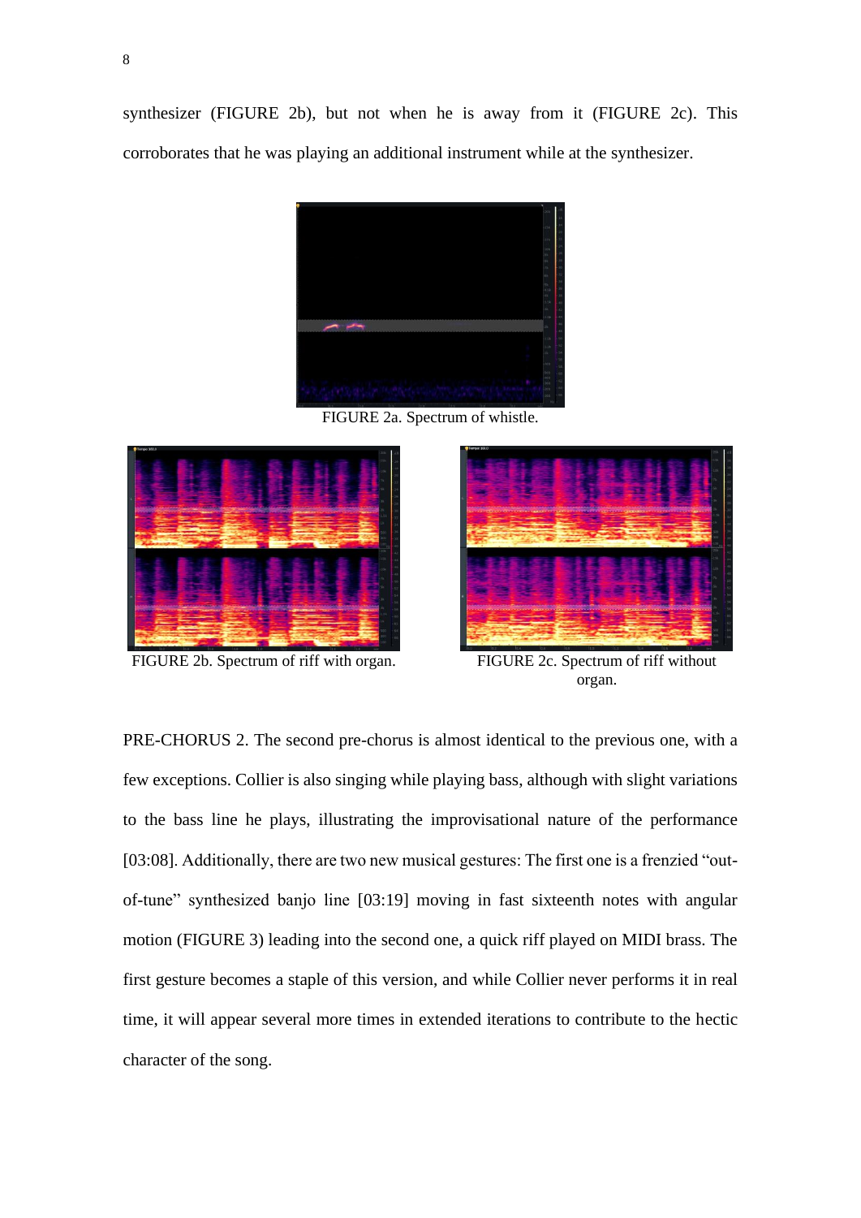synthesizer (FIGURE 2b), but not when he is away from it (FIGURE 2c). This corroborates that he was playing an additional instrument while at the synthesizer.

FIGURE 2a. Spectrum of whistle.

FIGURE 2b. Spectrum of riff with organ.

FIGURE 2c. Spectrum of riff without organ.

PRE-CHORUS 2. The second pre-chorus is almost identical to the previous one, with a few exceptions. Collier is also singing while playing bass, although with slight variations to the bass line he plays, illustrating the improvisational nature of the performance [03:08]. Additionally, there are two new musical gestures: The first one is a frenzied "out-of-tune" synthesized banjo line [03:19] moving in fast sixteenth notes with angular motion (FIGURE 3) leading into the second one, a quick riff played on MIDI brass. The first gesture becomes a staple of this version, and while Collier never performs it in real time, it will appear several more times in extended iterations to contribute to the hectic character of the song.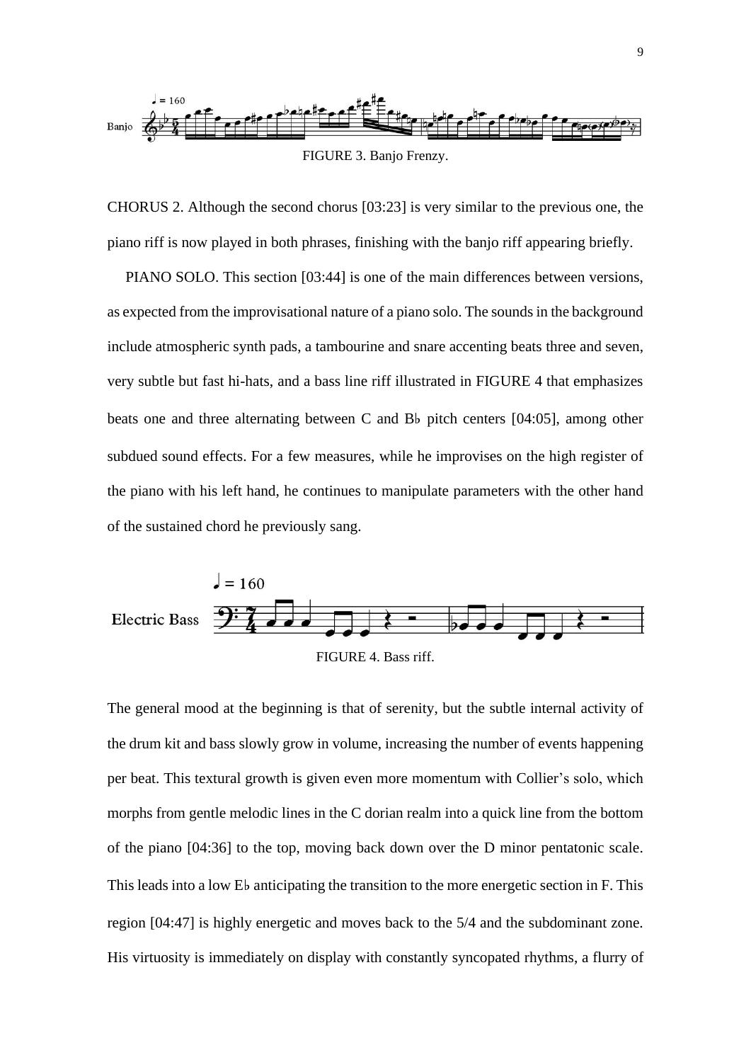FIGURE 3. Banjo Frenzy.

CHORUS 2. Although the second chorus [03:23] is very similar to the previous one, the piano riff is now played in both phrases, finishing with the banjo riff appearing briefly.

PIANO SOLO. This section [03:44] is one of the main differences between versions, as expected from the improvisational nature of a piano solo. The sounds in the background include atmospheric synth pads, a tambourine and snare accenting beats three and seven, very subtle but fast hi-hats, and a bass line riff illustrated in FIGURE 4 that emphasizes beats one and three alternating between C and B♭ pitch centers [04:05], among other subdued sound effects. For a few measures, while he improvises on the high register of the piano with his left hand, he continues to manipulate parameters with the other hand of the sustained chord he previously sang.

FIGURE 4. Bass riff.

The general mood at the beginning is that of serenity, but the subtle internal activity of the drum kit and bass slowly grow in volume, increasing the number of events happening per beat. This textural growth is given even more momentum with Collier's solo, which morphs from gentle melodic lines in the C dorian realm into a quick line from the bottom of the piano [04:36] to the top, moving back down over the D minor pentatonic scale. This leads into a low E♭ anticipating the transition to the more energetic section in F. This region [04:47] is highly energetic and moves back to the 5/4 and the subdominant zone. His virtuosity is immediately on display with constantly syncopated rhythms, a flurry of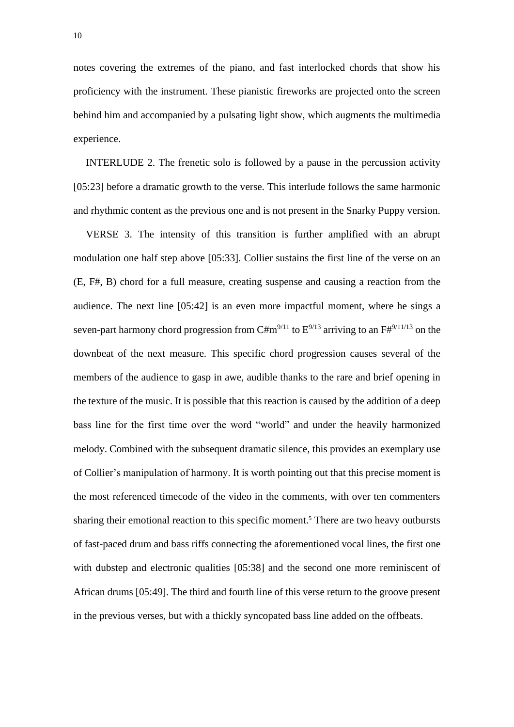notes covering the extremes of the piano, and fast interlocked chords that show his proficiency with the instrument. These pianistic fireworks are projected onto the screen behind him and accompanied by a pulsating light show, which augments the multimedia experience.

INTERLUDE 2. The frenetic solo is followed by a pause in the percussion activity [05:23] before a dramatic growth to the verse. This interlude follows the same harmonic and rhythmic content as the previous one and is not present in the Snarky Puppy version.

VERSE 3. The intensity of this transition is further amplified with an abrupt modulation one half step above [05:33]. Collier sustains the first line of the verse on an (E, F#, B) chord for a full measure, creating suspense and causing a reaction from the audience. The next line [05:42] is an even more impactful moment, where he sings a seven-part harmony chord progression from C#m$^{9/11}$ to E$^{9/13}$ arriving to an F#$^{9/11/13}$ on the downbeat of the next measure. This specific chord progression causes several of the members of the audience to gasp in awe, audible thanks to the rare and brief opening in the texture of the music. It is possible that this reaction is caused by the addition of a deep bass line for the first time over the word "world" and under the heavily harmonized melody. Combined with the subsequent dramatic silence, this provides an exemplary use of Collier's manipulation of harmony. It is worth pointing out that this precise moment is the most referenced timecode of the video in the comments, with over ten commenters sharing their emotional reaction to this specific moment.[5] There are two heavy outbursts of fast-paced drum and bass riffs connecting the aforementioned vocal lines, the first one with dubstep and electronic qualities [05:38] and the second one more reminiscent of African drums [05:49]. The third and fourth line of this verse return to the groove present in the previous verses, but with a thickly syncopated bass line added on the offbeats.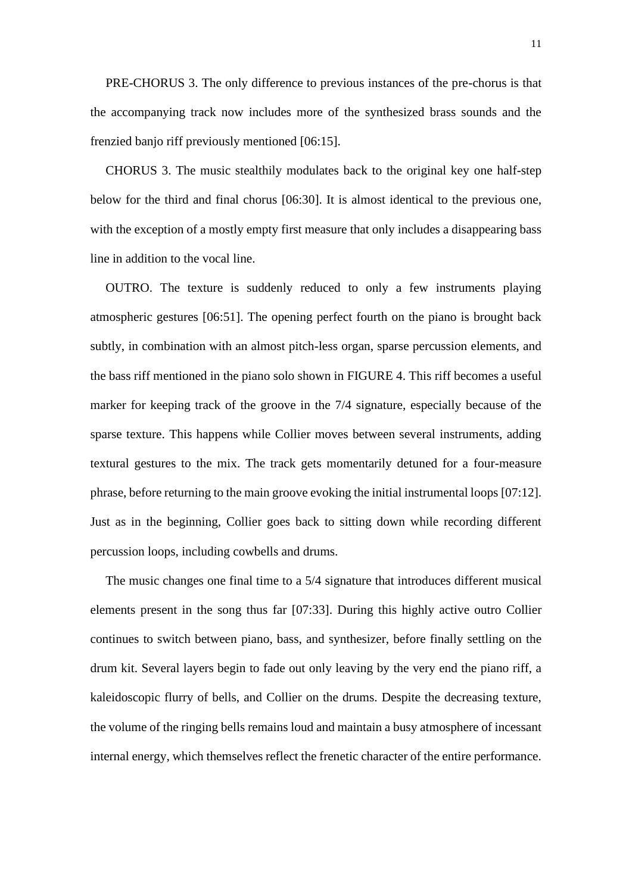PRE-CHORUS 3. The only difference to previous instances of the pre-chorus is that the accompanying track now includes more of the synthesized brass sounds and the frenzied banjo riff previously mentioned [06:15].

CHORUS 3. The music stealthily modulates back to the original key one half-step below for the third and final chorus [06:30]. It is almost identical to the previous one, with the exception of a mostly empty first measure that only includes a disappearing bass line in addition to the vocal line.

OUTRO. The texture is suddenly reduced to only a few instruments playing atmospheric gestures [06:51]. The opening perfect fourth on the piano is brought back subtly, in combination with an almost pitch-less organ, sparse percussion elements, and the bass riff mentioned in the piano solo shown in FIGURE 4. This riff becomes a useful marker for keeping track of the groove in the 7/4 signature, especially because of the sparse texture. This happens while Collier moves between several instruments, adding textural gestures to the mix. The track gets momentarily detuned for a four-measure phrase, before returning to the main groove evoking the initial instrumental loops [07:12]. Just as in the beginning, Collier goes back to sitting down while recording different percussion loops, including cowbells and drums.

The music changes one final time to a 5/4 signature that introduces different musical elements present in the song thus far [07:33]. During this highly active outro Collier continues to switch between piano, bass, and synthesizer, before finally settling on the drum kit. Several layers begin to fade out only leaving by the very end the piano riff, a kaleidoscopic flurry of bells, and Collier on the drums. Despite the decreasing texture, the volume of the ringing bells remains loud and maintain a busy atmosphere of incessant internal energy, which themselves reflect the frenetic character of the entire performance.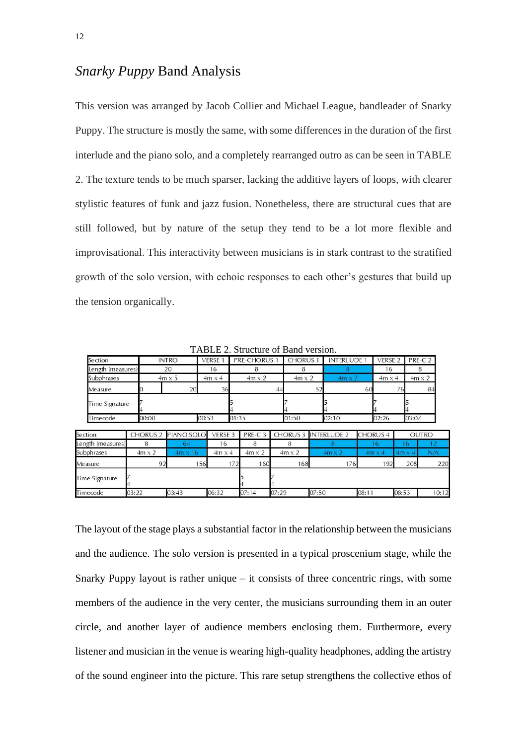## *Snarky Puppy* Band Analysis

This version was arranged by Jacob Collier and Michael League, bandleader of Snarky Puppy. The structure is mostly the same, with some differences in the duration of the first interlude and the piano solo, and a completely rearranged outro as can be seen in TABLE 2. The texture tends to be much sparser, lacking the additive layers of loops, with clearer stylistic features of funk and jazz fusion. Nonetheless, there are structural cues that are still followed, but by nature of the setup they tend to be a lot more flexible and improvisational. This interactivity between musicians is in stark contrast to the stratified growth of the solo version, with echoic responses to each other's gestures that build up the tension organically.

TABLE 2. Structure of Band version.

| Section | INTRO | | VERSE 1 | PRE-CHORUS 1 | CHORUS 1 | INTERLUDE 1 | VERSE 2 | PRE-C 2 |
|---|---|---|---|---|---|---|---|---|
| Length (measures) | 20 | | 16 | 8 | 8 | 8 | 16 | 8 |
| Subphrases | 4m x 5 | | 4m x 4 | 4m x 2 | 4m x 2 | 4m x 2 | 4m x 4 | 4m x 2 |
| Measure | 0 | 20 | 36 | 44 | 52 | 60 | 76 | 84 |
| Time Signature | 7/4 | | | 5/4 | 7/4 | 5/4 | 7/4 | 5/4 |
| Timecode | 00:00 | | 00:53 | 01:35 | 01:50 | 02:10 | 02:26 | 03:07 |

| Section | CHORUS 2 | PIANO SOLO | VERSE 3 | PRE-C 3 | CHORUS 3 | INTERLUDE 2 | CHORUS 4 | OUTRO | |
|---|---|---|---|---|---|---|---|---|---|
| Length (measures) | 8 | 64 | 16 | 8 | 8 | 8 | 16 | 16 | 12 |
| Subphrases | 4m x 2 | 4m x 16 | 4m x 4 | 4m x 2 | 4m x 2 | 4m x 2 | 4m x 4 | 4m x 4 | N/A |
| Measure | 92 | 156 | 172 | 160 | 168 | 176 | 192 | 208 | 220 |
| Time Signature | 7/4 | | | 5/4 | 7/4 | | | | |
| Timecode | 03:22 | 03:43 | 06:32 | 07:14 | 07:29 | 07:50 | 08:11 | 08:53 | 10:12 |

The layout of the stage plays a substantial factor in the relationship between the musicians and the audience. The solo version is presented in a typical proscenium stage, while the Snarky Puppy layout is rather unique – it consists of three concentric rings, with some members of the audience in the very center, the musicians surrounding them in an outer circle, and another layer of audience members enclosing them. Furthermore, every listener and musician in the venue is wearing high-quality headphones, adding the artistry of the sound engineer into the picture. This rare setup strengthens the collective ethos of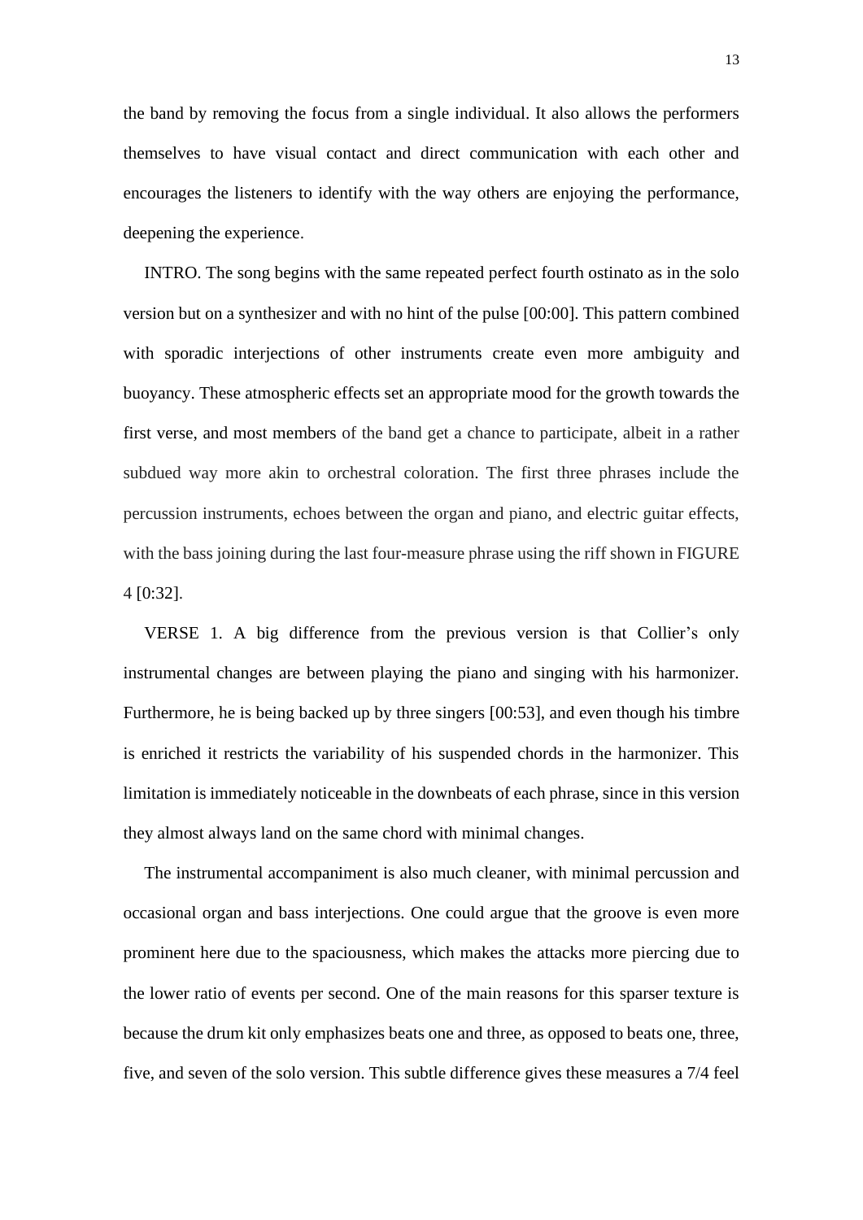the band by removing the focus from a single individual. It also allows the performers themselves to have visual contact and direct communication with each other and encourages the listeners to identify with the way others are enjoying the performance, deepening the experience.

INTRO. The song begins with the same repeated perfect fourth ostinato as in the solo version but on a synthesizer and with no hint of the pulse [00:00]. This pattern combined with sporadic interjections of other instruments create even more ambiguity and buoyancy. These atmospheric effects set an appropriate mood for the growth towards the first verse, and most members of the band get a chance to participate, albeit in a rather subdued way more akin to orchestral coloration. The first three phrases include the percussion instruments, echoes between the organ and piano, and electric guitar effects, with the bass joining during the last four-measure phrase using the riff shown in FIGURE 4 [0:32].

VERSE 1. A big difference from the previous version is that Collier's only instrumental changes are between playing the piano and singing with his harmonizer. Furthermore, he is being backed up by three singers [00:53], and even though his timbre is enriched it restricts the variability of his suspended chords in the harmonizer. This limitation is immediately noticeable in the downbeats of each phrase, since in this version they almost always land on the same chord with minimal changes.

The instrumental accompaniment is also much cleaner, with minimal percussion and occasional organ and bass interjections. One could argue that the groove is even more prominent here due to the spaciousness, which makes the attacks more piercing due to the lower ratio of events per second. One of the main reasons for this sparser texture is because the drum kit only emphasizes beats one and three, as opposed to beats one, three, five, and seven of the solo version. This subtle difference gives these measures a 7/4 feel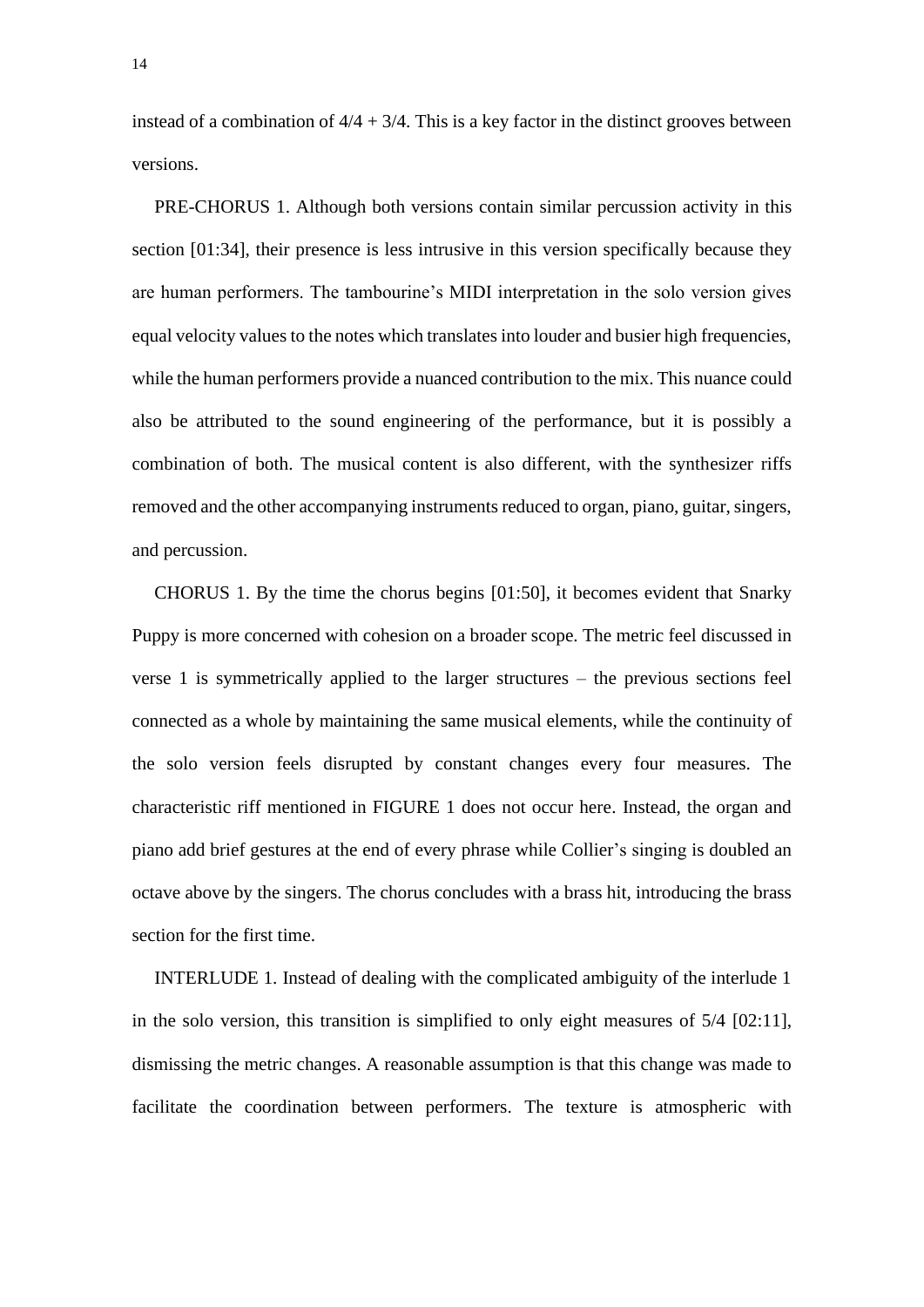instead of a combination of 4/4 + 3/4. This is a key factor in the distinct grooves between versions.

PRE-CHORUS 1. Although both versions contain similar percussion activity in this section [01:34], their presence is less intrusive in this version specifically because they are human performers. The tambourine's MIDI interpretation in the solo version gives equal velocity values to the notes which translates into louder and busier high frequencies, while the human performers provide a nuanced contribution to the mix. This nuance could also be attributed to the sound engineering of the performance, but it is possibly a combination of both. The musical content is also different, with the synthesizer riffs removed and the other accompanying instruments reduced to organ, piano, guitar, singers, and percussion.

CHORUS 1. By the time the chorus begins [01:50], it becomes evident that Snarky Puppy is more concerned with cohesion on a broader scope. The metric feel discussed in verse 1 is symmetrically applied to the larger structures – the previous sections feel connected as a whole by maintaining the same musical elements, while the continuity of the solo version feels disrupted by constant changes every four measures. The characteristic riff mentioned in FIGURE 1 does not occur here. Instead, the organ and piano add brief gestures at the end of every phrase while Collier's singing is doubled an octave above by the singers. The chorus concludes with a brass hit, introducing the brass section for the first time.

INTERLUDE 1. Instead of dealing with the complicated ambiguity of the interlude 1 in the solo version, this transition is simplified to only eight measures of 5/4 [02:11], dismissing the metric changes. A reasonable assumption is that this change was made to facilitate the coordination between performers. The texture is atmospheric with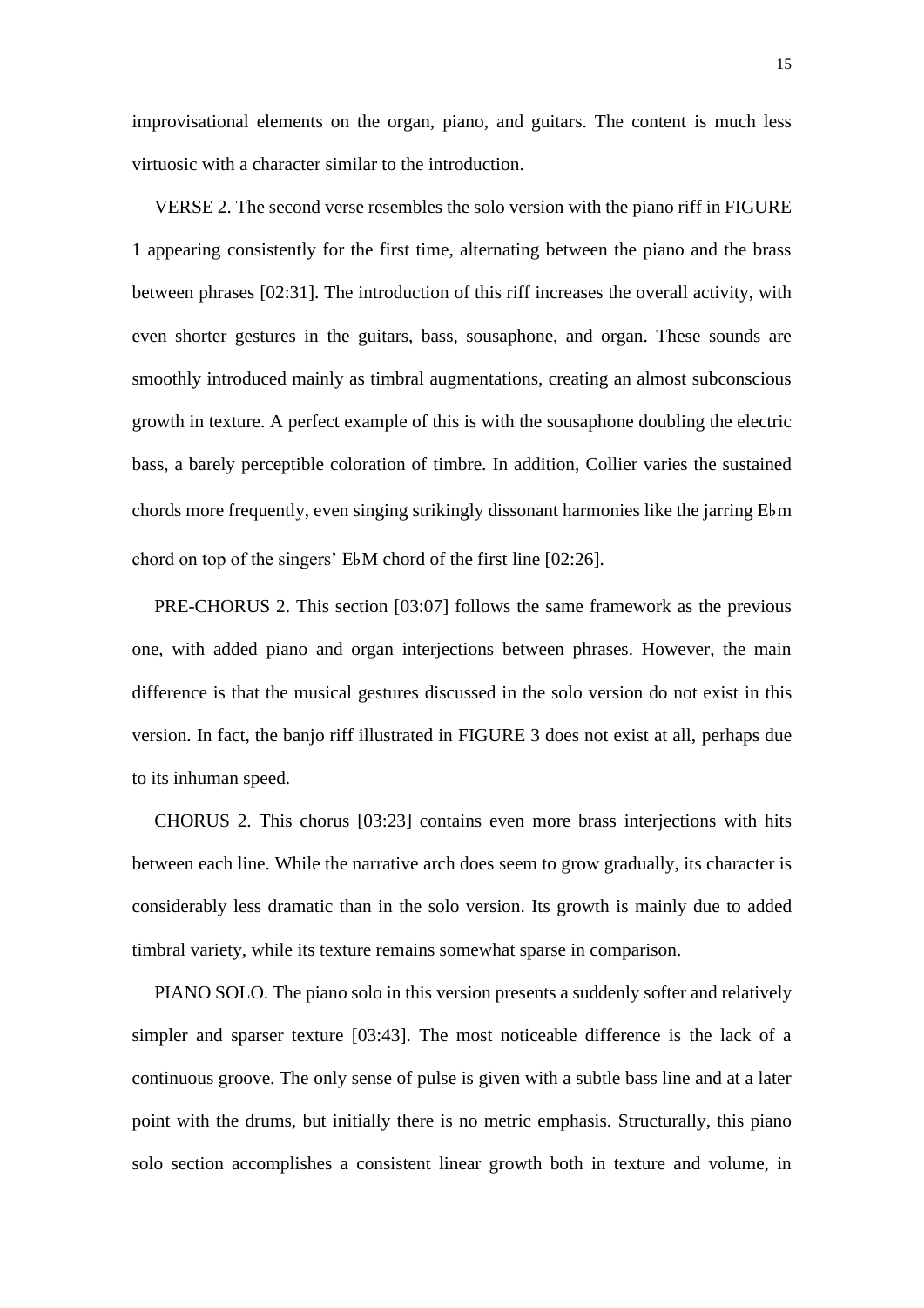improvisational elements on the organ, piano, and guitars. The content is much less virtuosic with a character similar to the introduction.

VERSE 2. The second verse resembles the solo version with the piano riff in FIGURE 1 appearing consistently for the first time, alternating between the piano and the brass between phrases [02:31]. The introduction of this riff increases the overall activity, with even shorter gestures in the guitars, bass, sousaphone, and organ. These sounds are smoothly introduced mainly as timbral augmentations, creating an almost subconscious growth in texture. A perfect example of this is with the sousaphone doubling the electric bass, a barely perceptible coloration of timbre. In addition, Collier varies the sustained chords more frequently, even singing strikingly dissonant harmonies like the jarring E♭m chord on top of the singers' E♭M chord of the first line [02:26].

PRE-CHORUS 2. This section [03:07] follows the same framework as the previous one, with added piano and organ interjections between phrases. However, the main difference is that the musical gestures discussed in the solo version do not exist in this version. In fact, the banjo riff illustrated in FIGURE 3 does not exist at all, perhaps due to its inhuman speed.

CHORUS 2. This chorus [03:23] contains even more brass interjections with hits between each line. While the narrative arch does seem to grow gradually, its character is considerably less dramatic than in the solo version. Its growth is mainly due to added timbral variety, while its texture remains somewhat sparse in comparison.

PIANO SOLO. The piano solo in this version presents a suddenly softer and relatively simpler and sparser texture [03:43]. The most noticeable difference is the lack of a continuous groove. The only sense of pulse is given with a subtle bass line and at a later point with the drums, but initially there is no metric emphasis. Structurally, this piano solo section accomplishes a consistent linear growth both in texture and volume, in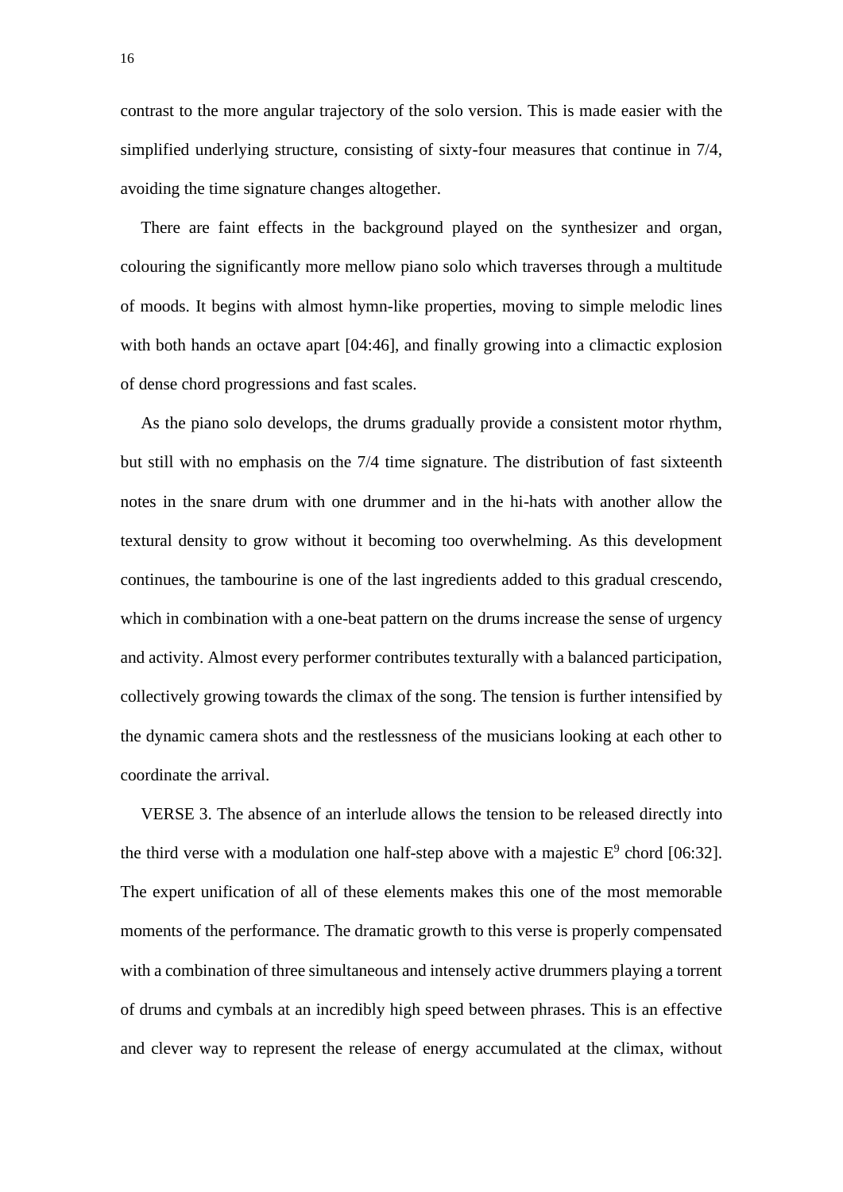contrast to the more angular trajectory of the solo version. This is made easier with the simplified underlying structure, consisting of sixty-four measures that continue in 7/4, avoiding the time signature changes altogether.

There are faint effects in the background played on the synthesizer and organ, colouring the significantly more mellow piano solo which traverses through a multitude of moods. It begins with almost hymn-like properties, moving to simple melodic lines with both hands an octave apart [04:46], and finally growing into a climactic explosion of dense chord progressions and fast scales.

As the piano solo develops, the drums gradually provide a consistent motor rhythm, but still with no emphasis on the 7/4 time signature. The distribution of fast sixteenth notes in the snare drum with one drummer and in the hi-hats with another allow the textural density to grow without it becoming too overwhelming. As this development continues, the tambourine is one of the last ingredients added to this gradual crescendo, which in combination with a one-beat pattern on the drums increase the sense of urgency and activity. Almost every performer contributes texturally with a balanced participation, collectively growing towards the climax of the song. The tension is further intensified by the dynamic camera shots and the restlessness of the musicians looking at each other to coordinate the arrival.

VERSE 3. The absence of an interlude allows the tension to be released directly into the third verse with a modulation one half-step above with a majestic $E^9$ chord [06:32]. The expert unification of all of these elements makes this one of the most memorable moments of the performance. The dramatic growth to this verse is properly compensated with a combination of three simultaneous and intensely active drummers playing a torrent of drums and cymbals at an incredibly high speed between phrases. This is an effective and clever way to represent the release of energy accumulated at the climax, without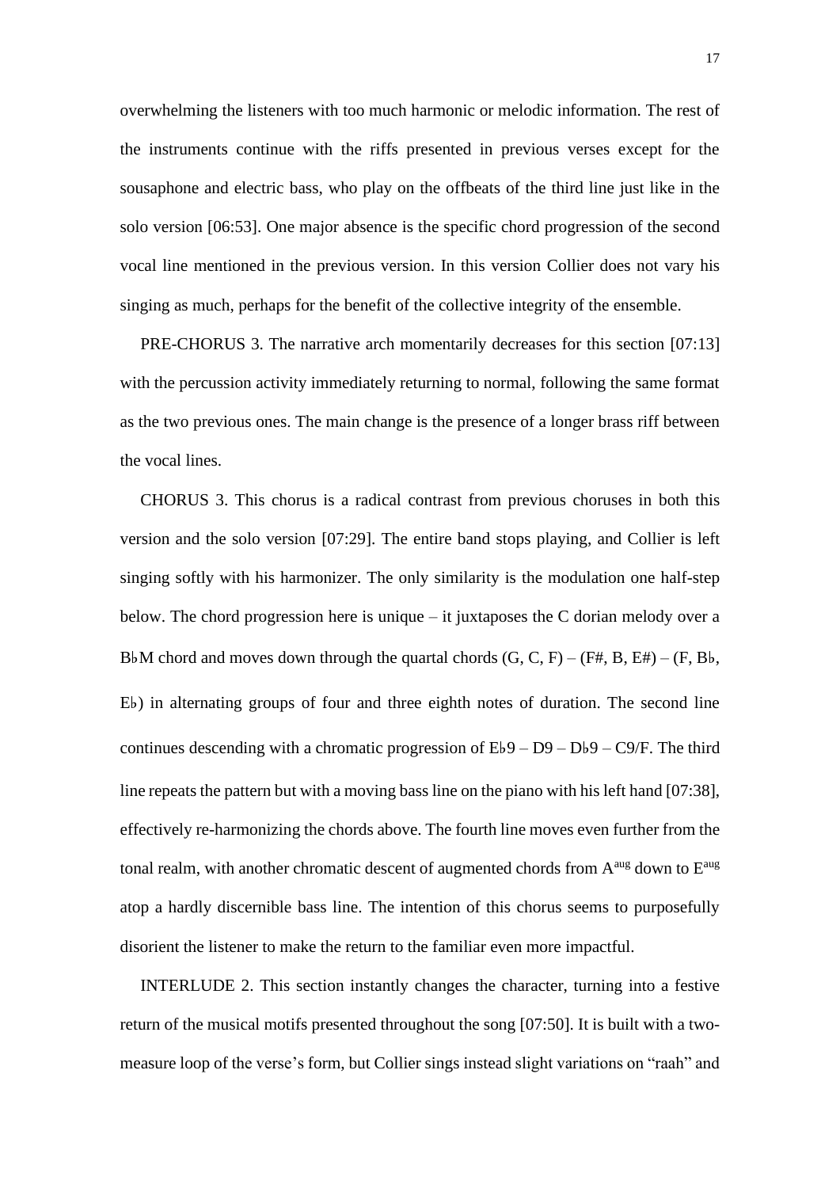overwhelming the listeners with too much harmonic or melodic information. The rest of the instruments continue with the riffs presented in previous verses except for the sousaphone and electric bass, who play on the offbeats of the third line just like in the solo version [06:53]. One major absence is the specific chord progression of the second vocal line mentioned in the previous version. In this version Collier does not vary his singing as much, perhaps for the benefit of the collective integrity of the ensemble.

PRE-CHORUS 3. The narrative arch momentarily decreases for this section [07:13] with the percussion activity immediately returning to normal, following the same format as the two previous ones. The main change is the presence of a longer brass riff between the vocal lines.

CHORUS 3. This chorus is a radical contrast from previous choruses in both this version and the solo version [07:29]. The entire band stops playing, and Collier is left singing softly with his harmonizer. The only similarity is the modulation one half-step below. The chord progression here is unique – it juxtaposes the C dorian melody over a B♭M chord and moves down through the quartal chords (G, C, F) – (F#, B, E#) – (F, B♭, E♭) in alternating groups of four and three eighth notes of duration. The second line continues descending with a chromatic progression of E♭9 – D9 – D♭9 – C9/F. The third line repeats the pattern but with a moving bass line on the piano with his left hand [07:38], effectively re-harmonizing the chords above. The fourth line moves even further from the tonal realm, with another chromatic descent of augmented chords from $A^{aug}$ down to $E^{aug}$ atop a hardly discernible bass line. The intention of this chorus seems to purposefully disorient the listener to make the return to the familiar even more impactful.

INTERLUDE 2. This section instantly changes the character, turning into a festive return of the musical motifs presented throughout the song [07:50]. It is built with a two-measure loop of the verse's form, but Collier sings instead slight variations on "raah" and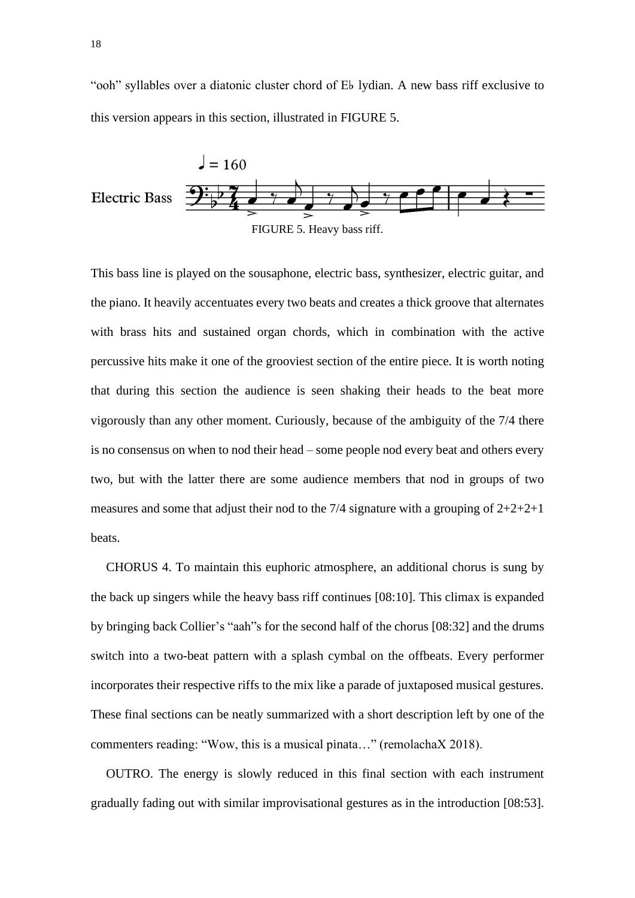"ooh" syllables over a diatonic cluster chord of E♭ lydian. A new bass riff exclusive to this version appears in this section, illustrated in FIGURE 5.

FIGURE 5. Heavy bass riff.

This bass line is played on the sousaphone, electric bass, synthesizer, electric guitar, and the piano. It heavily accentuates every two beats and creates a thick groove that alternates with brass hits and sustained organ chords, which in combination with the active percussive hits make it one of the grooviest section of the entire piece. It is worth noting that during this section the audience is seen shaking their heads to the beat more vigorously than any other moment. Curiously, because of the ambiguity of the 7/4 there is no consensus on when to nod their head – some people nod every beat and others every two, but with the latter there are some audience members that nod in groups of two measures and some that adjust their nod to the 7/4 signature with a grouping of 2+2+2+1 beats.

CHORUS 4. To maintain this euphoric atmosphere, an additional chorus is sung by the back up singers while the heavy bass riff continues [08:10]. This climax is expanded by bringing back Collier's "aah"s for the second half of the chorus [08:32] and the drums switch into a two-beat pattern with a splash cymbal on the offbeats. Every performer incorporates their respective riffs to the mix like a parade of juxtaposed musical gestures. These final sections can be neatly summarized with a short description left by one of the commenters reading: "Wow, this is a musical pinata…" (remolachaX 2018).

OUTRO. The energy is slowly reduced in this final section with each instrument gradually fading out with similar improvisational gestures as in the introduction [08:53].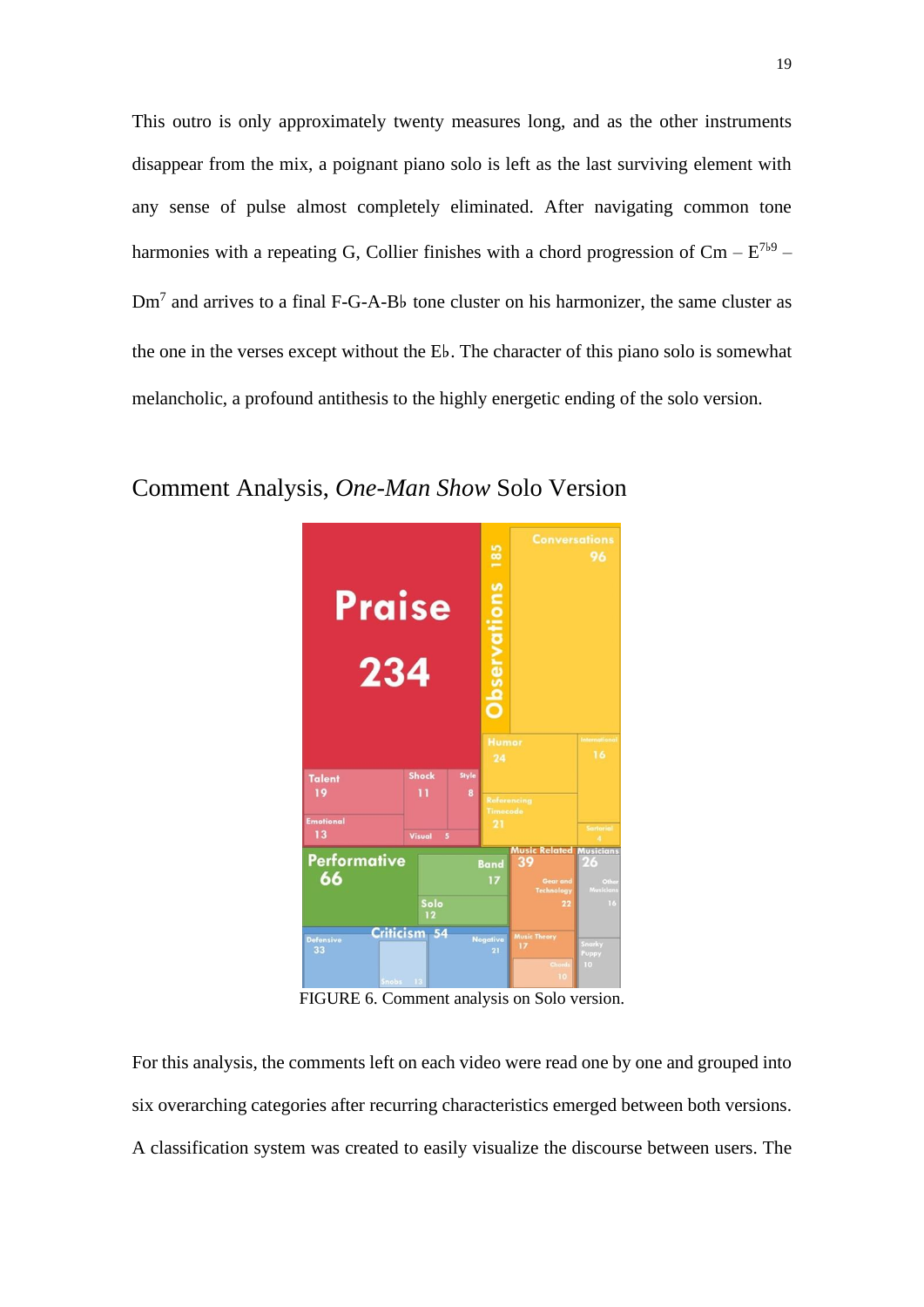This outro is only approximately twenty measures long, and as the other instruments disappear from the mix, a poignant piano solo is left as the last surviving element with any sense of pulse almost completely eliminated. After navigating common tone harmonies with a repeating G, Collier finishes with a chord progression of Cm – $E^{7\flat9}$ – $Dm^7$ and arrives to a final F-G-A-B♭ tone cluster on his harmonizer, the same cluster as the one in the verses except without the E♭. The character of this piano solo is somewhat melancholic, a profound antithesis to the highly energetic ending of the solo version.

## Comment Analysis, *One-Man Show* Solo Version

FIGURE 6. Comment analysis on Solo version.

For this analysis, the comments left on each video were read one by one and grouped into six overarching categories after recurring characteristics emerged between both versions. A classification system was created to easily visualize the discourse between users. The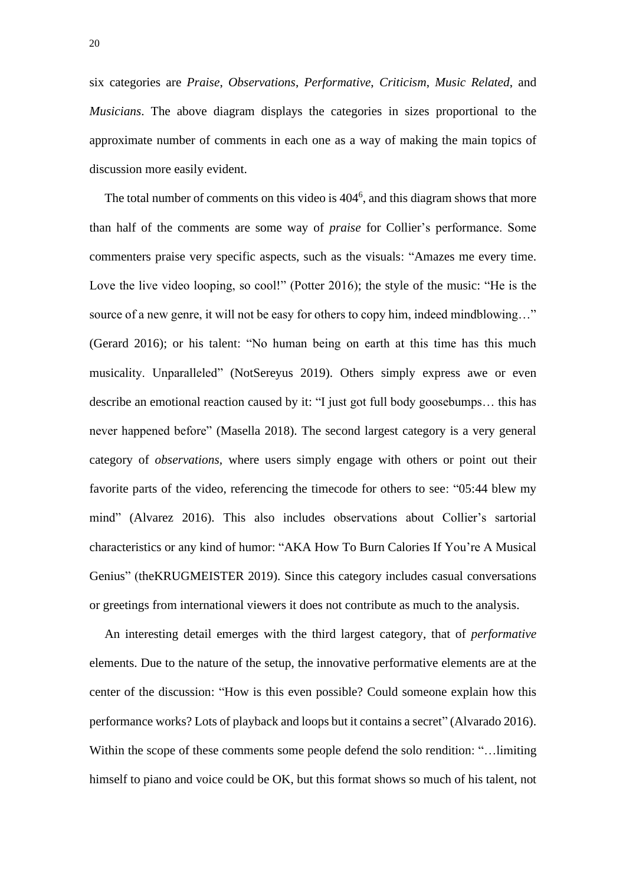six categories are *Praise*, *Observations*, *Performative*, *Criticism*, *Music Related*, and *Musicians*. The above diagram displays the categories in sizes proportional to the approximate number of comments in each one as a way of making the main topics of discussion more easily evident.

The total number of comments on this video is 404[6], and this diagram shows that more than half of the comments are some way of *praise* for Collier's performance. Some commenters praise very specific aspects, such as the visuals: "Amazes me every time. Love the live video looping, so cool!" (Potter 2016); the style of the music: "He is the source of a new genre, it will not be easy for others to copy him, indeed mindblowing…" (Gerard 2016); or his talent: "No human being on earth at this time has this much musicality. Unparalleled" (NotSereyus 2019). Others simply express awe or even describe an emotional reaction caused by it: "I just got full body goosebumps… this has never happened before" (Masella 2018). The second largest category is a very general category of *observations*, where users simply engage with others or point out their favorite parts of the video, referencing the timecode for others to see: "05:44 blew my mind" (Alvarez 2016). This also includes observations about Collier's sartorial characteristics or any kind of humor: "AKA How To Burn Calories If You're A Musical Genius" (theKRUGMEISTER 2019). Since this category includes casual conversations or greetings from international viewers it does not contribute as much to the analysis.

An interesting detail emerges with the third largest category, that of *performative* elements. Due to the nature of the setup, the innovative performative elements are at the center of the discussion: "How is this even possible? Could someone explain how this performance works? Lots of playback and loops but it contains a secret" (Alvarado 2016). Within the scope of these comments some people defend the solo rendition: "…limiting himself to piano and voice could be OK, but this format shows so much of his talent, not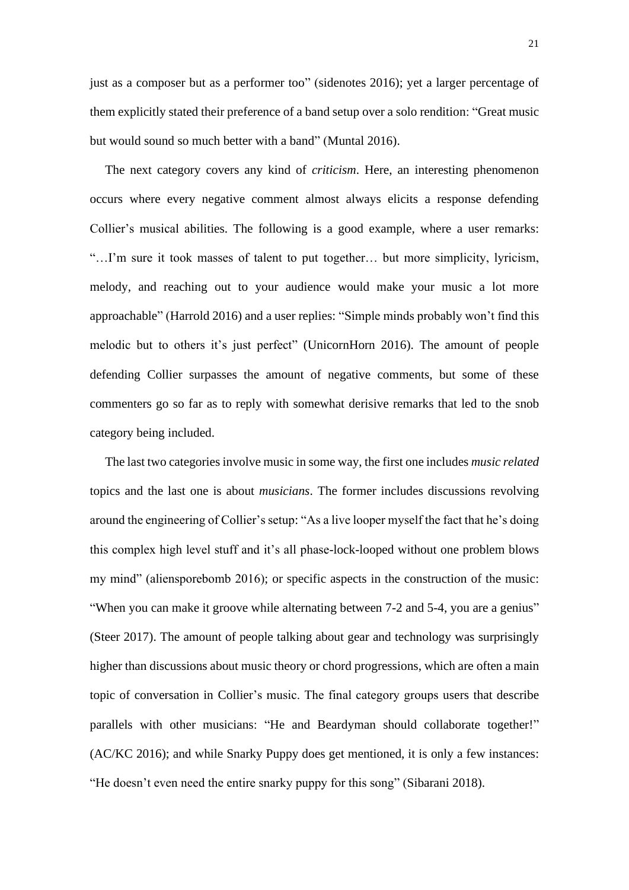just as a composer but as a performer too" (sidenotes 2016); yet a larger percentage of them explicitly stated their preference of a band setup over a solo rendition: "Great music but would sound so much better with a band" (Muntal 2016).

The next category covers any kind of *criticism*. Here, an interesting phenomenon occurs where every negative comment almost always elicits a response defending Collier's musical abilities. The following is a good example, where a user remarks: "…I'm sure it took masses of talent to put together… but more simplicity, lyricism, melody, and reaching out to your audience would make your music a lot more approachable" (Harrold 2016) and a user replies: "Simple minds probably won't find this melodic but to others it's just perfect" (UnicornHorn 2016). The amount of people defending Collier surpasses the amount of negative comments, but some of these commenters go so far as to reply with somewhat derisive remarks that led to the snob category being included.

The last two categories involve music in some way, the first one includes *music related* topics and the last one is about *musicians*. The former includes discussions revolving around the engineering of Collier's setup: "As a live looper myself the fact that he's doing this complex high level stuff and it's all phase-lock-looped without one problem blows my mind" (aliensporebomb 2016); or specific aspects in the construction of the music: "When you can make it groove while alternating between 7-2 and 5-4, you are a genius" (Steer 2017). The amount of people talking about gear and technology was surprisingly higher than discussions about music theory or chord progressions, which are often a main topic of conversation in Collier's music. The final category groups users that describe parallels with other musicians: "He and Beardyman should collaborate together!" (AC/KC 2016); and while Snarky Puppy does get mentioned, it is only a few instances: "He doesn't even need the entire snarky puppy for this song" (Sibarani 2018).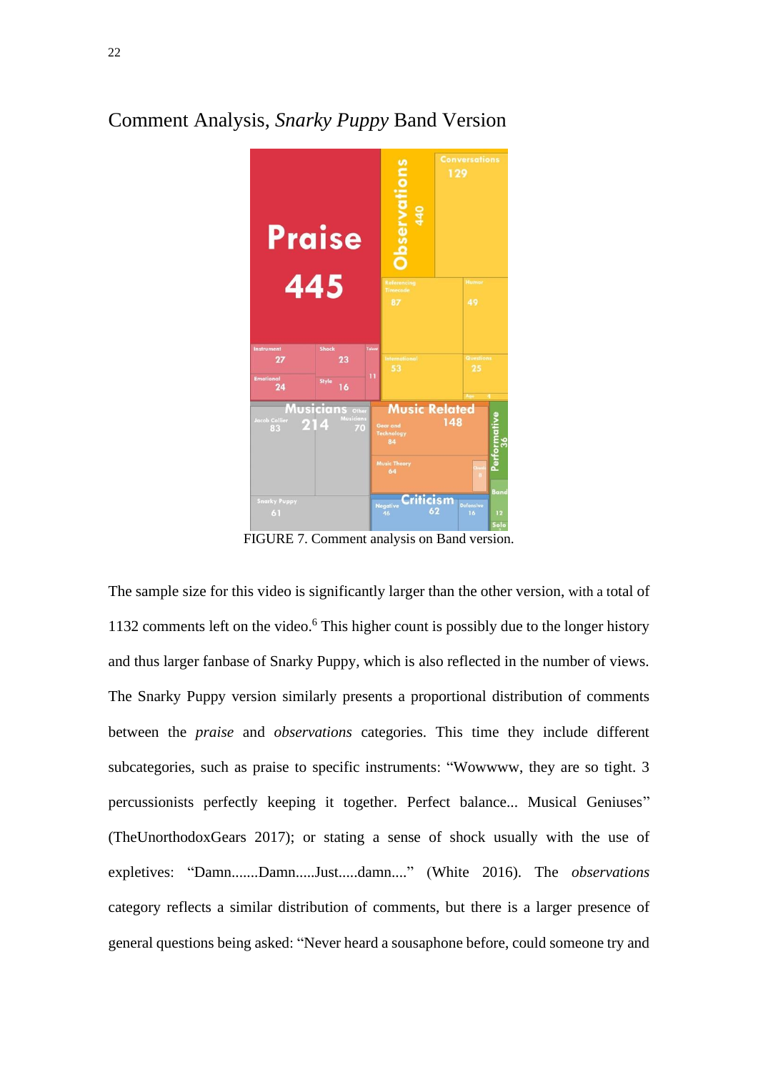## Comment Analysis, *Snarky Puppy* Band Version

FIGURE 7. Comment analysis on Band version.

The sample size for this video is significantly larger than the other version, with a total of 1132 comments left on the video.[6] This higher count is possibly due to the longer history and thus larger fanbase of Snarky Puppy, which is also reflected in the number of views. The Snarky Puppy version similarly presents a proportional distribution of comments between the *praise* and *observations* categories. This time they include different subcategories, such as praise to specific instruments: "Wowwww, they are so tight. 3 percussionists perfectly keeping it together. Perfect balance... Musical Geniuses" (TheUnorthodoxGears 2017); or stating a sense of shock usually with the use of expletives: "Damn.......Damn.....Just.....damn...." (White 2016). The *observations* category reflects a similar distribution of comments, but there is a larger presence of general questions being asked: "Never heard a sousaphone before, could someone try and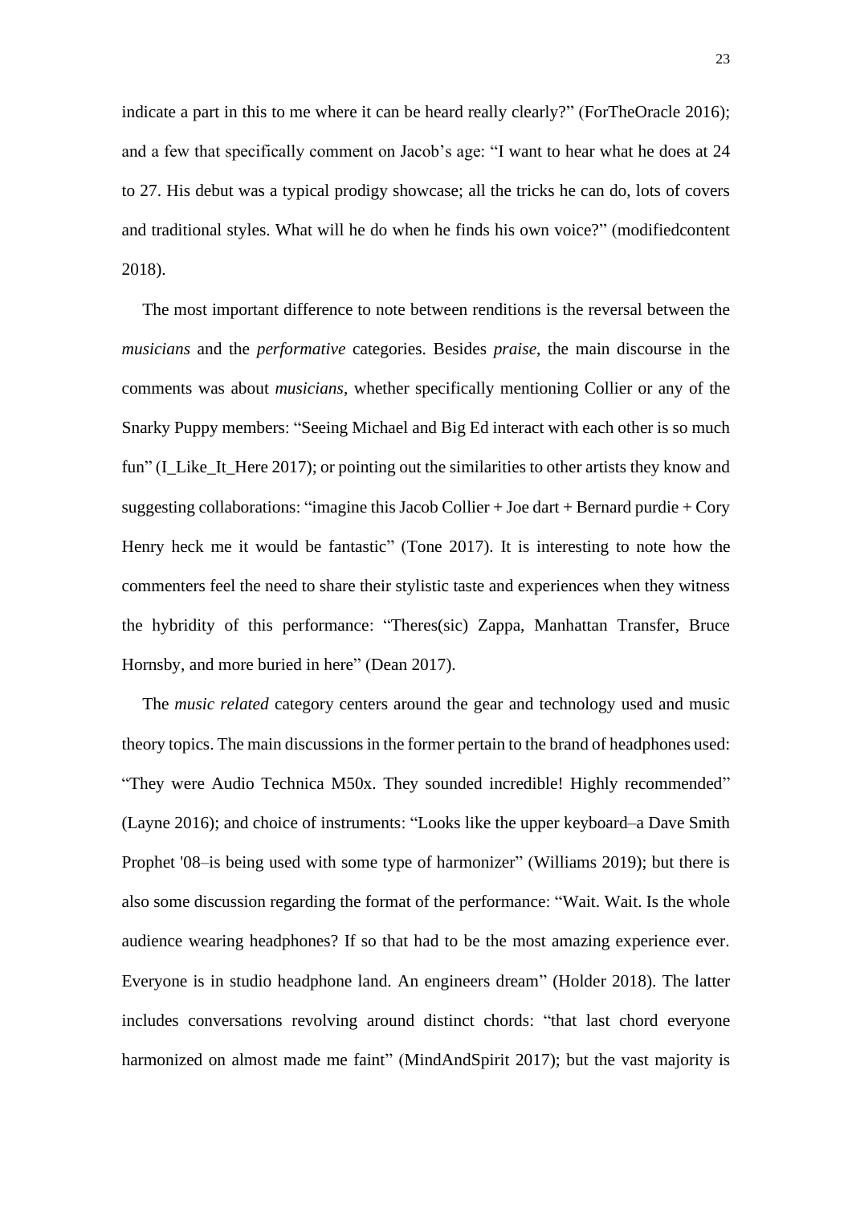indicate a part in this to me where it can be heard really clearly?" (ForTheOracle 2016); and a few that specifically comment on Jacob's age: "I want to hear what he does at 24 to 27. His debut was a typical prodigy showcase; all the tricks he can do, lots of covers and traditional styles. What will he do when he finds his own voice?" (modifiedcontent 2018).

The most important difference to note between renditions is the reversal between the *musicians* and the *performative* categories. Besides *praise*, the main discourse in the comments was about *musicians*, whether specifically mentioning Collier or any of the Snarky Puppy members: "Seeing Michael and Big Ed interact with each other is so much fun" (I_Like_It_Here 2017); or pointing out the similarities to other artists they know and suggesting collaborations: "imagine this Jacob Collier + Joe dart + Bernard purdie + Cory Henry heck me it would be fantastic" (Tone 2017). It is interesting to note how the commenters feel the need to share their stylistic taste and experiences when they witness the hybridity of this performance: "Theres(sic) Zappa, Manhattan Transfer, Bruce Hornsby, and more buried in here" (Dean 2017).

The *music related* category centers around the gear and technology used and music theory topics. The main discussions in the former pertain to the brand of headphones used: "They were Audio Technica M50x. They sounded incredible! Highly recommended" (Layne 2016); and choice of instruments: "Looks like the upper keyboard–a Dave Smith Prophet '08–is being used with some type of harmonizer" (Williams 2019); but there is also some discussion regarding the format of the performance: "Wait. Wait. Is the whole audience wearing headphones? If so that had to be the most amazing experience ever. Everyone is in studio headphone land. An engineers dream" (Holder 2018). The latter includes conversations revolving around distinct chords: "that last chord everyone harmonized on almost made me faint" (MindAndSpirit 2017); but the vast majority is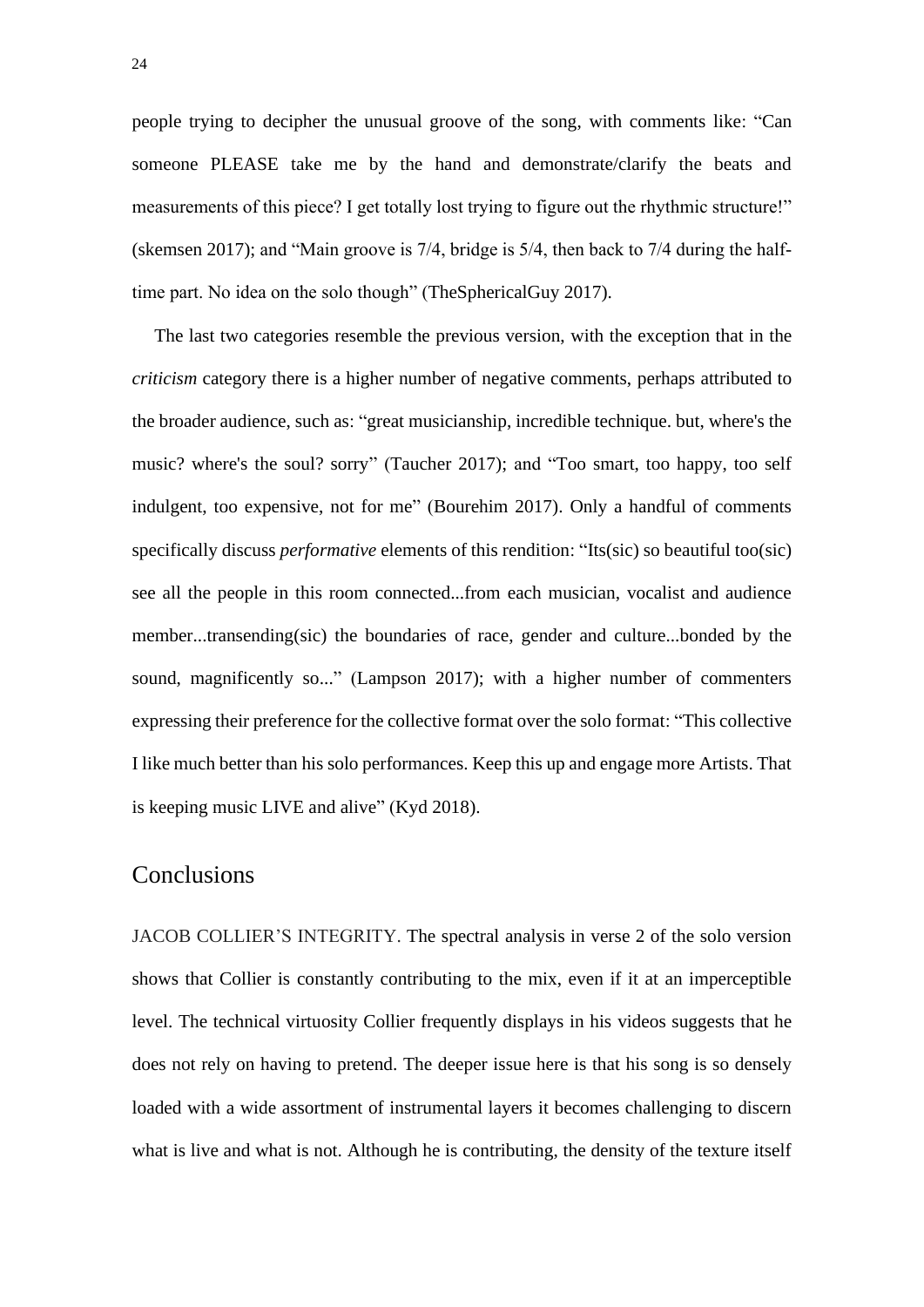people trying to decipher the unusual groove of the song, with comments like: “Can someone PLEASE take me by the hand and demonstrate/clarify the beats and measurements of this piece? I get totally lost trying to figure out the rhythmic structure!” (skemsen 2017); and “Main groove is 7/4, bridge is 5/4, then back to 7/4 during the half-time part. No idea on the solo though” (TheSphericalGuy 2017).

The last two categories resemble the previous version, with the exception that in the *criticism* category there is a higher number of negative comments, perhaps attributed to the broader audience, such as: “great musicianship, incredible technique. but, where's the music? where's the soul? sorry” (Taucher 2017); and “Too smart, too happy, too self indulgent, too expensive, not for me” (Bourehim 2017). Only a handful of comments specifically discuss *performative* elements of this rendition: “Its(sic) so beautiful too(sic) see all the people in this room connected...from each musician, vocalist and audience member...transending(sic) the boundaries of race, gender and culture...bonded by the sound, magnificently so...” (Lampson 2017); with a higher number of commenters expressing their preference for the collective format over the solo format: “This collective I like much better than his solo performances. Keep this up and engage more Artists. That is keeping music LIVE and alive” (Kyd 2018).

## Conclusions

JACOB COLLIER’S INTEGRITY. The spectral analysis in verse 2 of the solo version shows that Collier is constantly contributing to the mix, even if it at an imperceptible level. The technical virtuosity Collier frequently displays in his videos suggests that he does not rely on having to pretend. The deeper issue here is that his song is so densely loaded with a wide assortment of instrumental layers it becomes challenging to discern what is live and what is not. Although he is contributing, the density of the texture itself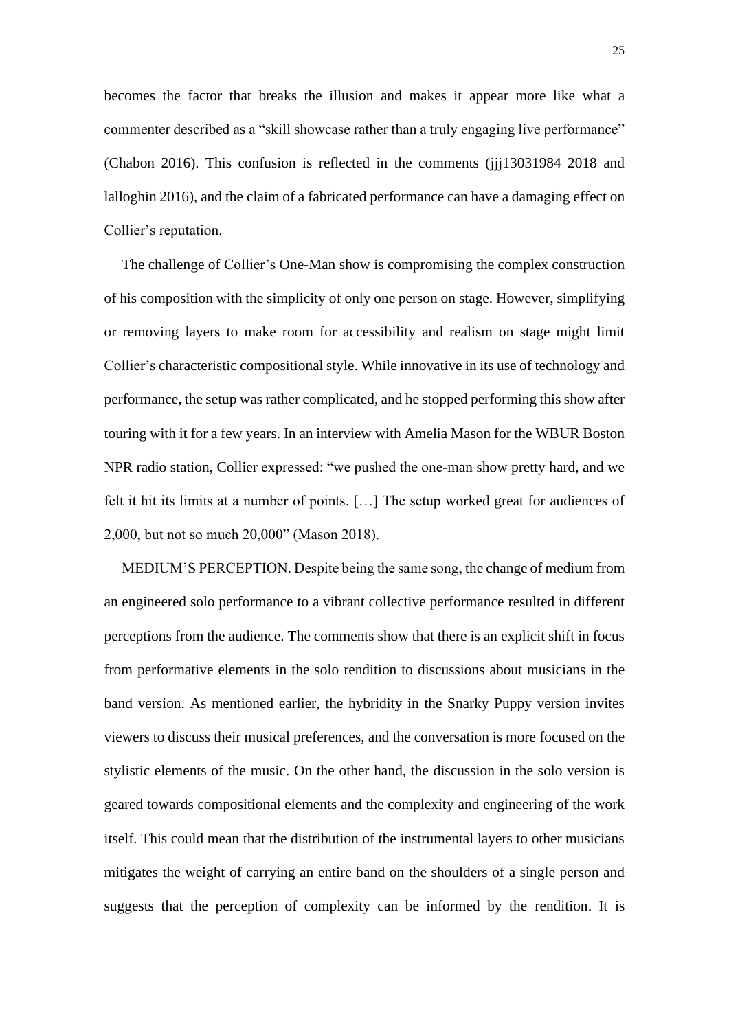becomes the factor that breaks the illusion and makes it appear more like what a commenter described as a "skill showcase rather than a truly engaging live performance" (Chabon 2016). This confusion is reflected in the comments (jjj13031984 2018 and lalloghin 2016), and the claim of a fabricated performance can have a damaging effect on Collier's reputation.

The challenge of Collier's One-Man show is compromising the complex construction of his composition with the simplicity of only one person on stage. However, simplifying or removing layers to make room for accessibility and realism on stage might limit Collier's characteristic compositional style. While innovative in its use of technology and performance, the setup was rather complicated, and he stopped performing this show after touring with it for a few years. In an interview with Amelia Mason for the WBUR Boston NPR radio station, Collier expressed: "we pushed the one-man show pretty hard, and we felt it hit its limits at a number of points. […] The setup worked great for audiences of 2,000, but not so much 20,000" (Mason 2018).

MEDIUM'S PERCEPTION. Despite being the same song, the change of medium from an engineered solo performance to a vibrant collective performance resulted in different perceptions from the audience. The comments show that there is an explicit shift in focus from performative elements in the solo rendition to discussions about musicians in the band version. As mentioned earlier, the hybridity in the Snarky Puppy version invites viewers to discuss their musical preferences, and the conversation is more focused on the stylistic elements of the music. On the other hand, the discussion in the solo version is geared towards compositional elements and the complexity and engineering of the work itself. This could mean that the distribution of the instrumental layers to other musicians mitigates the weight of carrying an entire band on the shoulders of a single person and suggests that the perception of complexity can be informed by the rendition. It is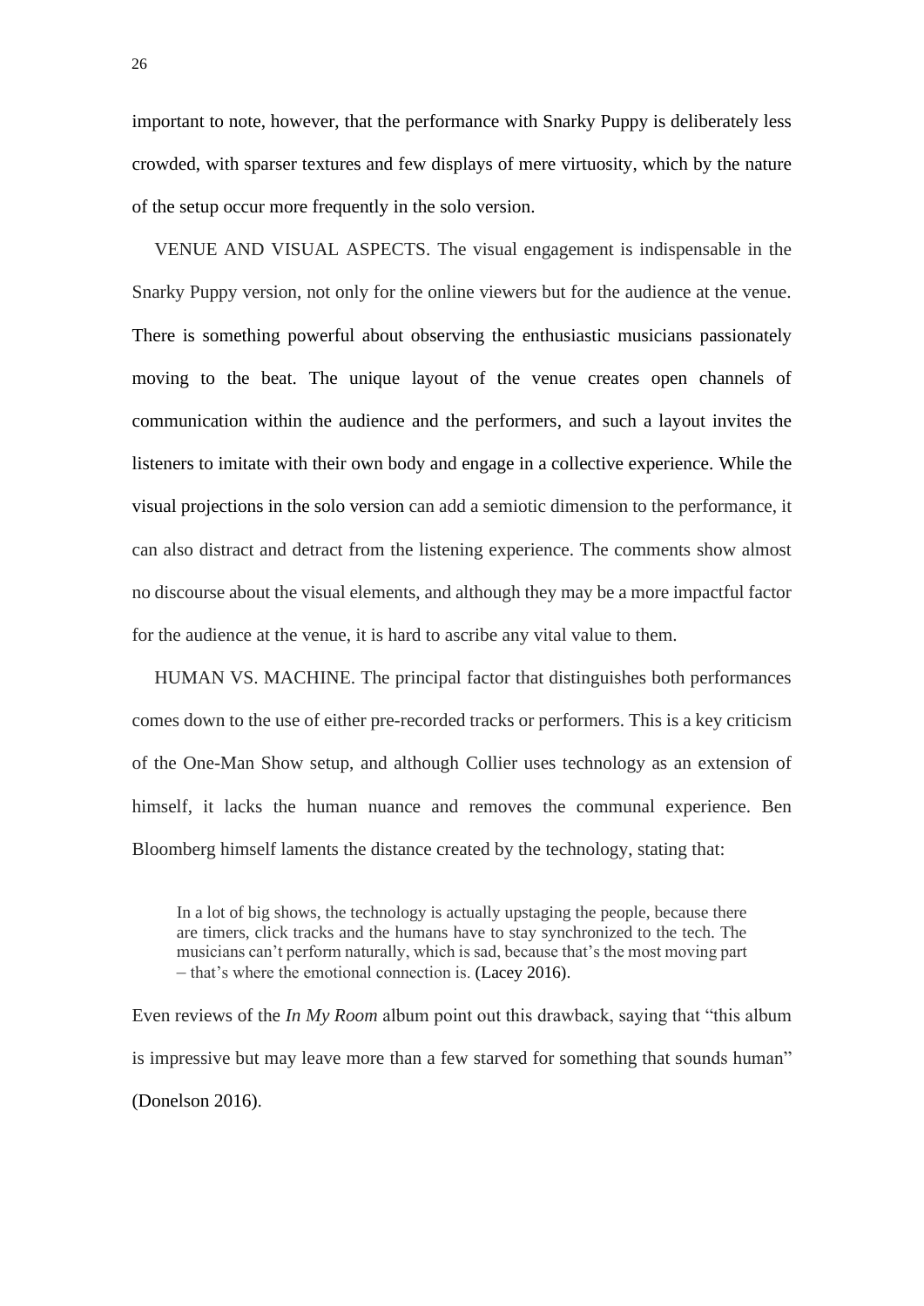important to note, however, that the performance with Snarky Puppy is deliberately less crowded, with sparser textures and few displays of mere virtuosity, which by the nature of the setup occur more frequently in the solo version.

VENUE AND VISUAL ASPECTS. The visual engagement is indispensable in the Snarky Puppy version, not only for the online viewers but for the audience at the venue. There is something powerful about observing the enthusiastic musicians passionately moving to the beat. The unique layout of the venue creates open channels of communication within the audience and the performers, and such a layout invites the listeners to imitate with their own body and engage in a collective experience. While the visual projections in the solo version can add a semiotic dimension to the performance, it can also distract and detract from the listening experience. The comments show almost no discourse about the visual elements, and although they may be a more impactful factor for the audience at the venue, it is hard to ascribe any vital value to them.

HUMAN VS. MACHINE. The principal factor that distinguishes both performances comes down to the use of either pre-recorded tracks or performers. This is a key criticism of the One-Man Show setup, and although Collier uses technology as an extension of himself, it lacks the human nuance and removes the communal experience. Ben Bloomberg himself laments the distance created by the technology, stating that:

> In a lot of big shows, the technology is actually upstaging the people, because there are timers, click tracks and the humans have to stay synchronized to the tech. The musicians can't perform naturally, which is sad, because that's the most moving part – that's where the emotional connection is. (Lacey 2016).

Even reviews of the *In My Room* album point out this drawback, saying that "this album is impressive but may leave more than a few starved for something that sounds human" (Donelson 2016).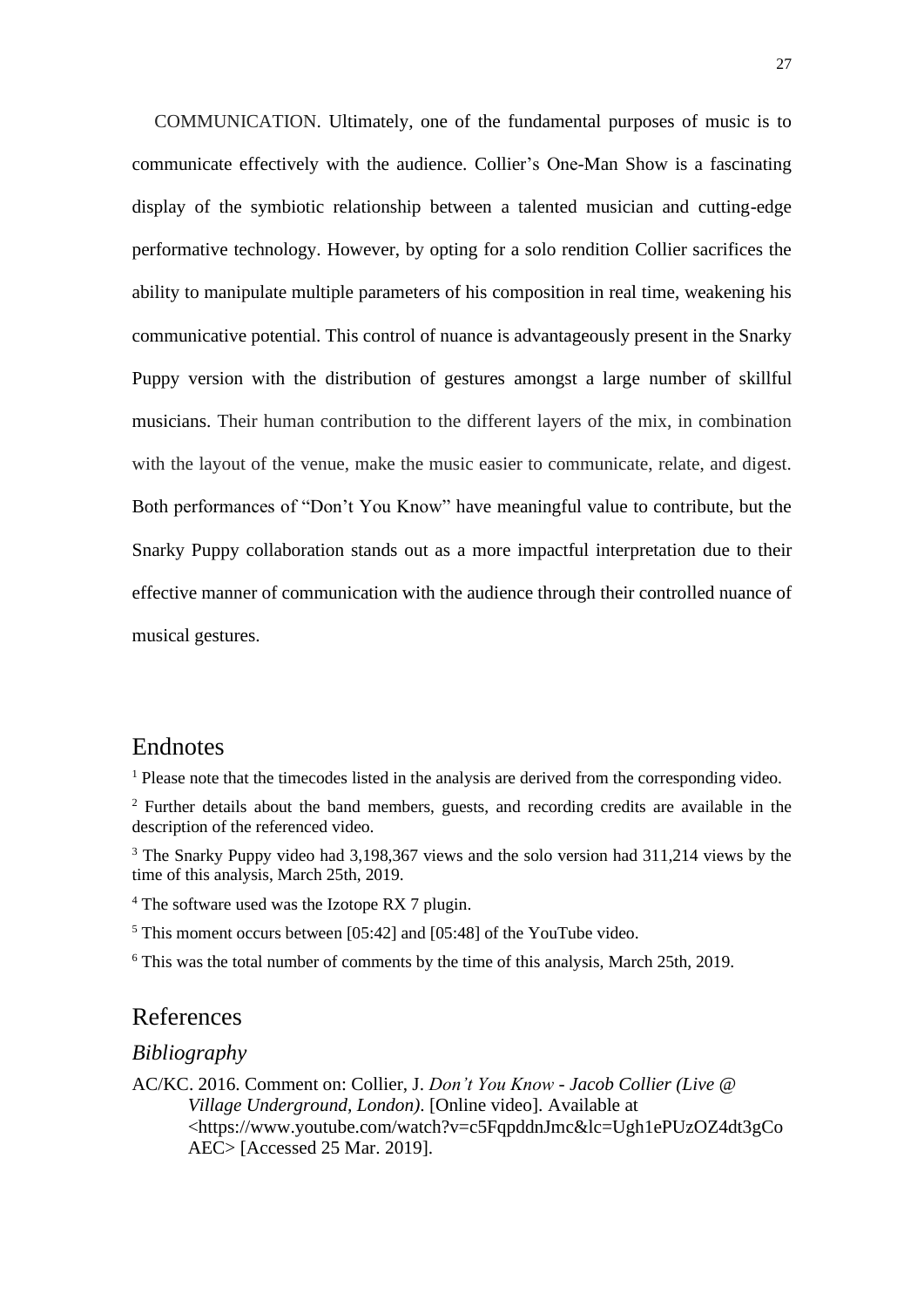COMMUNICATION. Ultimately, one of the fundamental purposes of music is to communicate effectively with the audience. Collier's One-Man Show is a fascinating display of the symbiotic relationship between a talented musician and cutting-edge performative technology. However, by opting for a solo rendition Collier sacrifices the ability to manipulate multiple parameters of his composition in real time, weakening his communicative potential. This control of nuance is advantageously present in the Snarky Puppy version with the distribution of gestures amongst a large number of skillful musicians. Their human contribution to the different layers of the mix, in combination with the layout of the venue, make the music easier to communicate, relate, and digest. Both performances of "Don't You Know" have meaningful value to contribute, but the Snarky Puppy collaboration stands out as a more impactful interpretation due to their effective manner of communication with the audience through their controlled nuance of musical gestures.

## Endnotes

[1] Please note that the timecodes listed in the analysis are derived from the corresponding video.

[2] Further details about the band members, guests, and recording credits are available in the description of the referenced video.

[3] The Snarky Puppy video had 3,198,367 views and the solo version had 311,214 views by the time of this analysis, March 25th, 2019.

[4] The software used was the Izotope RX 7 plugin.

[5] This moment occurs between [05:42] and [05:48] of the YouTube video.

[6] This was the total number of comments by the time of this analysis, March 25th, 2019.

## References

### *Bibliography*

AC/KC. 2016. Comment on: Collier, J. *Don't You Know - Jacob Collier (Live @ Village Underground, London)*. [Online video]. Available at <https://www.youtube.com/watch?v=c5FqpddnJmc&lc=Ugh1ePUzOZ4dt3gCoAEC> [Accessed 25 Mar. 2019].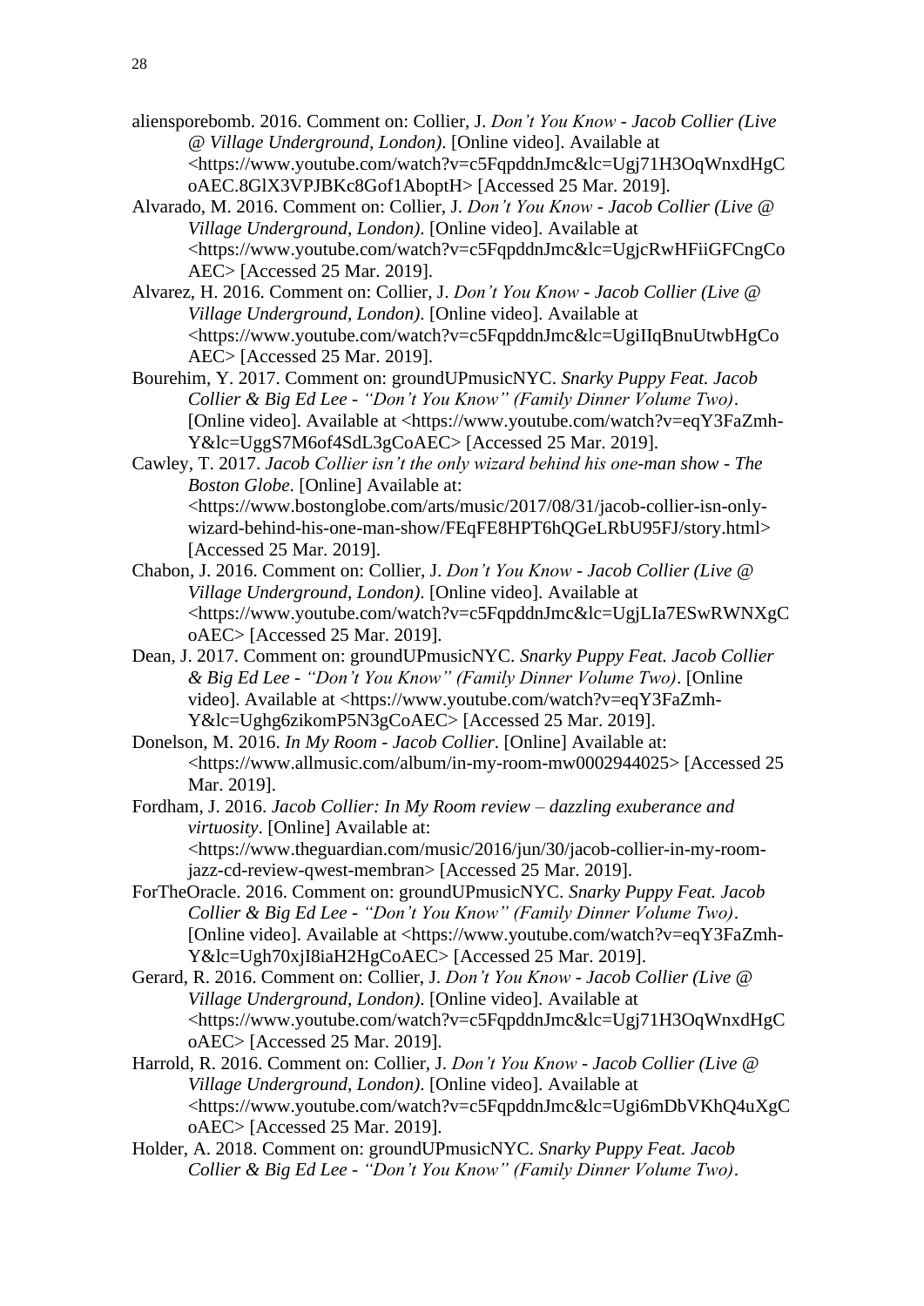aliensporebomb. 2016. Comment on: Collier, J. *Don't You Know - Jacob Collier (Live @ Village Underground, London)*. [Online video]. Available at <https://www.youtube.com/watch?v=c5FqpddnJmc&lc=Ugj71H3OqWnxdHgCoAEC.8GlX3VPJBKc8Gof1AboptH> [Accessed 25 Mar. 2019].

Alvarado, M. 2016. Comment on: Collier, J. *Don't You Know - Jacob Collier (Live @ Village Underground, London)*. [Online video]. Available at <https://www.youtube.com/watch?v=c5FqpddnJmc&lc=UgjcRwHFiiGFCngCoAEC> [Accessed 25 Mar. 2019].

Alvarez, H. 2016. Comment on: Collier, J. *Don't You Know - Jacob Collier (Live @ Village Underground, London)*. [Online video]. Available at <https://www.youtube.com/watch?v=c5FqpddnJmc&lc=UgiIIqBnuUtwbHgCoAEC> [Accessed 25 Mar. 2019].

Bourehim, Y. 2017. Comment on: groundUPmusicNYC. *Snarky Puppy Feat. Jacob Collier & Big Ed Lee - "Don't You Know" (Family Dinner Volume Two)*. [Online video]. Available at <https://www.youtube.com/watch?v=eqY3FaZmh-Y&lc=UggS7M6of4SdL3gCoAEC> [Accessed 25 Mar. 2019].

Cawley, T. 2017. *Jacob Collier isn't the only wizard behind his one-man show - The Boston Globe*. [Online] Available at: <https://www.bostonglobe.com/arts/music/2017/08/31/jacob-collier-isn-only-wizard-behind-his-one-man-show/FEqFE8HPT6hQGeLRbU95FJ/story.html> [Accessed 25 Mar. 2019].

Chabon, J. 2016. Comment on: Collier, J. *Don't You Know - Jacob Collier (Live @ Village Underground, London)*. [Online video]. Available at <https://www.youtube.com/watch?v=c5FqpddnJmc&lc=UgjLIa7ESwRWNXgCoAEC> [Accessed 25 Mar. 2019].

Dean, J. 2017. Comment on: groundUPmusicNYC. *Snarky Puppy Feat. Jacob Collier & Big Ed Lee - "Don't You Know" (Family Dinner Volume Two)*. [Online video]. Available at <https://www.youtube.com/watch?v=eqY3FaZmh-Y&lc=Ughg6zikomP5N3gCoAEC> [Accessed 25 Mar. 2019].

Donelson, M. 2016. *In My Room - Jacob Collier*. [Online] Available at: <https://www.allmusic.com/album/in-my-room-mw0002944025> [Accessed 25 Mar. 2019].

Fordham, J. 2016. *Jacob Collier: In My Room review – dazzling exuberance and virtuosity*. [Online] Available at: <https://www.theguardian.com/music/2016/jun/30/jacob-collier-in-my-room-jazz-cd-review-qwest-membran> [Accessed 25 Mar. 2019].

ForTheOracle. 2016. Comment on: groundUPmusicNYC. *Snarky Puppy Feat. Jacob Collier & Big Ed Lee - "Don't You Know" (Family Dinner Volume Two)*. [Online video]. Available at <https://www.youtube.com/watch?v=eqY3FaZmh-Y&lc=Ugh70xjI8iaH2HgCoAEC> [Accessed 25 Mar. 2019].

Gerard, R. 2016. Comment on: Collier, J. *Don't You Know - Jacob Collier (Live @ Village Underground, London)*. [Online video]. Available at <https://www.youtube.com/watch?v=c5FqpddnJmc&lc=Ugj71H3OqWnxdHgCoAEC> [Accessed 25 Mar. 2019].

Harrold, R. 2016. Comment on: Collier, J. *Don't You Know - Jacob Collier (Live @ Village Underground, London)*. [Online video]. Available at <https://www.youtube.com/watch?v=c5FqpddnJmc&lc=Ugi6mDbVKhQ4uXgCoAEC> [Accessed 25 Mar. 2019].

Holder, A. 2018. Comment on: groundUPmusicNYC. *Snarky Puppy Feat. Jacob Collier & Big Ed Lee - "Don't You Know" (Family Dinner Volume Two)*.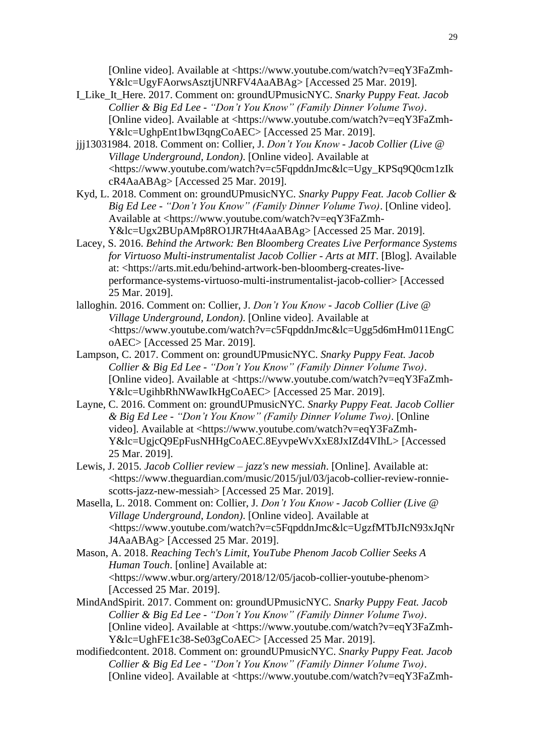[Online video]. Available at <https://www.youtube.com/watch?v=eqY3FaZmh-Y&lc=UgyFAorwsAsztjUNRFV4AaABAg> [Accessed 25 Mar. 2019].

I_Like_It_Here. 2017. Comment on: groundUPmusicNYC. *Snarky Puppy Feat. Jacob Collier & Big Ed Lee - "Don't You Know" (Family Dinner Volume Two)*. [Online video]. Available at <https://www.youtube.com/watch?v=eqY3FaZmh-Y&lc=UghpEnt1bwI3qngCoAEC> [Accessed 25 Mar. 2019].

jjj13031984. 2018. Comment on: Collier, J. *Don't You Know - Jacob Collier (Live @ Village Underground, London)*. [Online video]. Available at <https://www.youtube.com/watch?v=c5FqpddnJmc&lc=Ugy_KPSq9Q0cm1zIkcR4AaABAg> [Accessed 25 Mar. 2019].

Kyd, L. 2018. Comment on: groundUPmusicNYC. *Snarky Puppy Feat. Jacob Collier & Big Ed Lee - "Don't You Know" (Family Dinner Volume Two)*. [Online video]. Available at <https://www.youtube.com/watch?v=eqY3FaZmh-Y&lc=Ugx2BUpAMp8RO1JR7Ht4AaABAg> [Accessed 25 Mar. 2019].

Lacey, S. 2016. *Behind the Artwork: Ben Bloomberg Creates Live Performance Systems for Virtuoso Multi-instrumentalist Jacob Collier - Arts at MIT*. [Blog]. Available at: <https://arts.mit.edu/behind-artwork-ben-bloomberg-creates-live-performance-systems-virtuoso-multi-instrumentalist-jacob-collier> [Accessed 25 Mar. 2019].

lalloghin. 2016. Comment on: Collier, J. *Don't You Know - Jacob Collier (Live @ Village Underground, London)*. [Online video]. Available at <https://www.youtube.com/watch?v=c5FqpddnJmc&lc=Ugg5d6mHm011EngCoAEC> [Accessed 25 Mar. 2019].

Lampson, C. 2017. Comment on: groundUPmusicNYC. *Snarky Puppy Feat. Jacob Collier & Big Ed Lee - "Don't You Know" (Family Dinner Volume Two)*. [Online video]. Available at <https://www.youtube.com/watch?v=eqY3FaZmh-Y&lc=UgihbRhNWawIkHgCoAEC> [Accessed 25 Mar. 2019].

Layne, C. 2016. Comment on: groundUPmusicNYC. *Snarky Puppy Feat. Jacob Collier & Big Ed Lee - "Don't You Know" (Family Dinner Volume Two)*. [Online video]. Available at <https://www.youtube.com/watch?v=eqY3FaZmh-Y&lc=UgjcQ9EpFusNHHgCoAEC.8EyvpeWvXxE8JxIZd4VIhL> [Accessed 25 Mar. 2019].

Lewis, J. 2015. *Jacob Collier review – jazz's new messiah*. [Online]. Available at: <https://www.theguardian.com/music/2015/jul/03/jacob-collier-review-ronnie-scotts-jazz-new-messiah> [Accessed 25 Mar. 2019].

Masella, L. 2018. Comment on: Collier, J. *Don't You Know - Jacob Collier (Live @ Village Underground, London)*. [Online video]. Available at <https://www.youtube.com/watch?v=c5FqpddnJmc&lc=UgzfMTbJIcN93xJqNrJ4AaABAg> [Accessed 25 Mar. 2019].

Mason, A. 2018. *Reaching Tech's Limit, YouTube Phenom Jacob Collier Seeks A Human Touch*. [online] Available at: <https://www.wbur.org/artery/2018/12/05/jacob-collier-youtube-phenom> [Accessed 25 Mar. 2019].

MindAndSpirit. 2017. Comment on: groundUPmusicNYC. *Snarky Puppy Feat. Jacob Collier & Big Ed Lee - "Don't You Know" (Family Dinner Volume Two)*. [Online video]. Available at <https://www.youtube.com/watch?v=eqY3FaZmh-Y&lc=UghFE1c38-Se03gCoAEC> [Accessed 25 Mar. 2019].

modifiedcontent. 2018. Comment on: groundUPmusicNYC. *Snarky Puppy Feat. Jacob Collier & Big Ed Lee - "Don't You Know" (Family Dinner Volume Two)*. [Online video]. Available at <https://www.youtube.com/watch?v=eqY3FaZmh-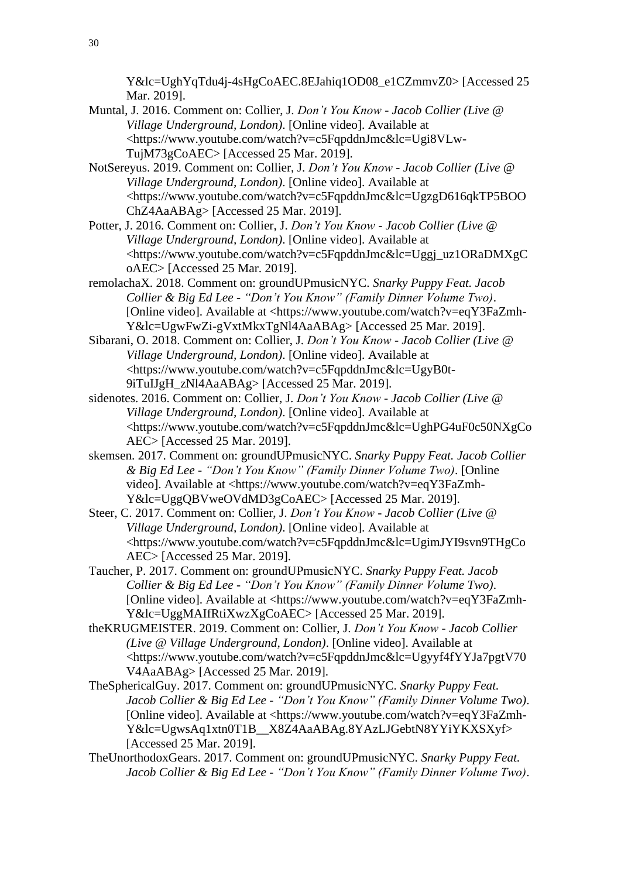Y&lc=UghYqTdu4j-4sHgCoAEC.8EJahiq1OD08_e1CZmmvZ0> [Accessed 25 Mar. 2019].

Muntal, J. 2016. Comment on: Collier, J. *Don't You Know - Jacob Collier (Live @ Village Underground, London)*. [Online video]. Available at <https://www.youtube.com/watch?v=c5FqpddnJmc&lc=Ugi8VLw-TujM73gCoAEC> [Accessed 25 Mar. 2019].

NotSereyus. 2019. Comment on: Collier, J. *Don't You Know - Jacob Collier (Live @ Village Underground, London)*. [Online video]. Available at <https://www.youtube.com/watch?v=c5FqpddnJmc&lc=UgzgD616qkTP5BOOChZ4AaABAg> [Accessed 25 Mar. 2019].

Potter, J. 2016. Comment on: Collier, J. *Don't You Know - Jacob Collier (Live @ Village Underground, London)*. [Online video]. Available at <https://www.youtube.com/watch?v=c5FqpddnJmc&lc=Uggj_uz1ORaDMXgCoAEC> [Accessed 25 Mar. 2019].

remolachaX. 2018. Comment on: groundUPmusicNYC. *Snarky Puppy Feat. Jacob Collier & Big Ed Lee - "Don't You Know" (Family Dinner Volume Two)*. [Online video]. Available at <https://www.youtube.com/watch?v=eqY3FaZmh-Y&lc=UgwFwZi-gVxtMkxTgNl4AaABAg> [Accessed 25 Mar. 2019].

Sibarani, O. 2018. Comment on: Collier, J. *Don't You Know - Jacob Collier (Live @ Village Underground, London)*. [Online video]. Available at <https://www.youtube.com/watch?v=c5FqpddnJmc&lc=UgyB0t-9iTuIJgH_zNl4AaABAg> [Accessed 25 Mar. 2019].

sidenotes. 2016. Comment on: Collier, J. *Don't You Know - Jacob Collier (Live @ Village Underground, London)*. [Online video]. Available at <https://www.youtube.com/watch?v=c5FqpddnJmc&lc=UghPG4uF0c50NXgCoAEC> [Accessed 25 Mar. 2019].

skemsen. 2017. Comment on: groundUPmusicNYC. *Snarky Puppy Feat. Jacob Collier & Big Ed Lee - "Don't You Know" (Family Dinner Volume Two)*. [Online video]. Available at <https://www.youtube.com/watch?v=eqY3FaZmh-Y&lc=UggQBVweOVdMD3gCoAEC> [Accessed 25 Mar. 2019].

Steer, C. 2017. Comment on: Collier, J. *Don't You Know - Jacob Collier (Live @ Village Underground, London)*. [Online video]. Available at <https://www.youtube.com/watch?v=c5FqpddnJmc&lc=UgimJYI9svn9THgCoAEC> [Accessed 25 Mar. 2019].

Taucher, P. 2017. Comment on: groundUPmusicNYC. *Snarky Puppy Feat. Jacob Collier & Big Ed Lee - "Don't You Know" (Family Dinner Volume Two)*. [Online video]. Available at <https://www.youtube.com/watch?v=eqY3FaZmh-Y&lc=UggMAIfRtiXwzXgCoAEC> [Accessed 25 Mar. 2019].

theKRUGMEISTER. 2019. Comment on: Collier, J. *Don't You Know - Jacob Collier (Live @ Village Underground, London)*. [Online video]. Available at <https://www.youtube.com/watch?v=c5FqpddnJmc&lc=Ugyyf4fYYJa7pgtV70V4AaABAg> [Accessed 25 Mar. 2019].

TheSphericalGuy. 2017. Comment on: groundUPmusicNYC. *Snarky Puppy Feat. Jacob Collier & Big Ed Lee - "Don't You Know" (Family Dinner Volume Two)*. [Online video]. Available at <https://www.youtube.com/watch?v=eqY3FaZmh-Y&lc=UgwsAq1xtn0T1B__X8Z4AaABAg.8YAzLJGebtN8YYiYKXSXyf> [Accessed 25 Mar. 2019].

TheUnorthodoxGears. 2017. Comment on: groundUPmusicNYC. *Snarky Puppy Feat. Jacob Collier & Big Ed Lee - "Don't You Know" (Family Dinner Volume Two)*.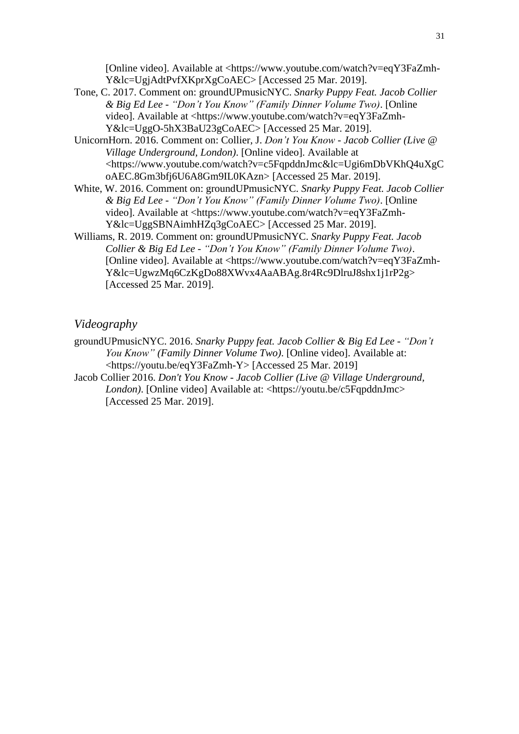[Online video]. Available at <https://www.youtube.com/watch?v=eqY3FaZmh-Y&lc=UgjAdtPvfXKprXgCoAEC> [Accessed 25 Mar. 2019].

Tone, C. 2017. Comment on: groundUPmusicNYC. *Snarky Puppy Feat. Jacob Collier & Big Ed Lee - "Don't You Know" (Family Dinner Volume Two)*. [Online video]. Available at <https://www.youtube.com/watch?v=eqY3FaZmh-Y&lc=UggO-5hX3BaU23gCoAEC> [Accessed 25 Mar. 2019].

UnicornHorn. 2016. Comment on: Collier, J. *Don't You Know - Jacob Collier (Live @ Village Underground, London)*. [Online video]. Available at <https://www.youtube.com/watch?v=c5FqpddnJmc&lc=Ugi6mDbVKhQ4uXgCoAEC.8Gm3bfj6U6A8Gm9IL0KAzn> [Accessed 25 Mar. 2019].

White, W. 2016. Comment on: groundUPmusicNYC. *Snarky Puppy Feat. Jacob Collier & Big Ed Lee - "Don't You Know" (Family Dinner Volume Two)*. [Online video]. Available at <https://www.youtube.com/watch?v=eqY3FaZmh-Y&lc=UggSBNAimhHZq3gCoAEC> [Accessed 25 Mar. 2019].

Williams, R. 2019. Comment on: groundUPmusicNYC. *Snarky Puppy Feat. Jacob Collier & Big Ed Lee - "Don't You Know" (Family Dinner Volume Two)*. [Online video]. Available at <https://www.youtube.com/watch?v=eqY3FaZmh-Y&lc=UgwzMq6CzKgDo88XWvx4AaABAg.8r4Rc9DlruJ8shx1j1rP2g> [Accessed 25 Mar. 2019].

## *Videography*

groundUPmusicNYC. 2016. *Snarky Puppy feat. Jacob Collier & Big Ed Lee - "Don't You Know" (Family Dinner Volume Two)*. [Online video]. Available at: <https://youtu.be/eqY3FaZmh-Y> [Accessed 25 Mar. 2019]

Jacob Collier 2016. *Don't You Know - Jacob Collier (Live @ Village Underground, London)*. [Online video] Available at: <https://youtu.be/c5FqpddnJmc> [Accessed 25 Mar. 2019].